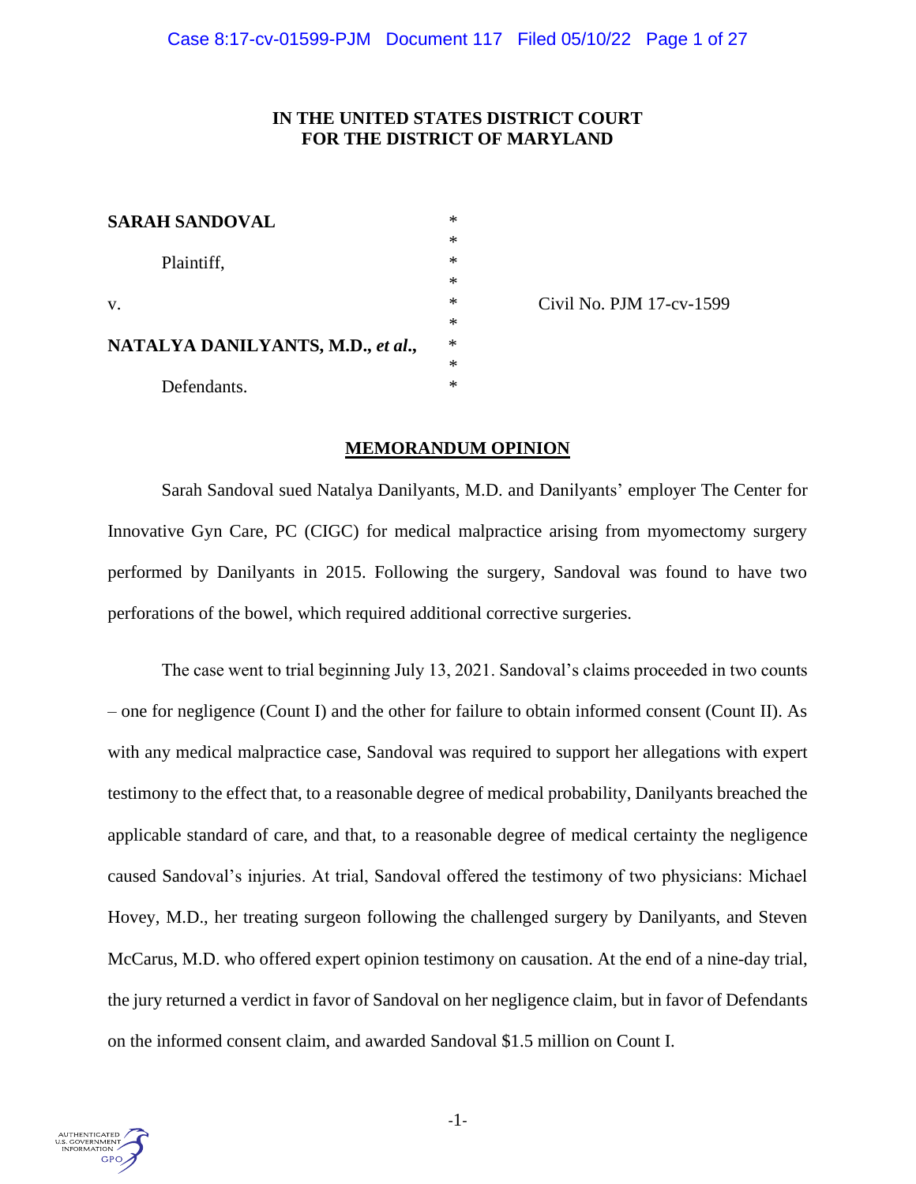**IN THE UNITED STATES DISTRICT COURT**
**FOR THE DISTRICT OF MARYLAND**

| | | |
|---|---|---|
| **SARAH SANDOVAL** | * | |
| | * | |
| Plaintiff, | * | |
| | * | |
| v. | * | Civil No. PJM 17-cv-1599 |
| | * | |
| **NATALYA DANILYANTS, M.D., *et al.*,** | * | |
| | * | |
| Defendants. | * | |

**MEMORANDUM OPINION**

Sarah Sandoval sued Natalya Danilyants, M.D. and Danilyants' employer The Center for Innovative Gyn Care, PC (CIGC) for medical malpractice arising from myomectomy surgery performed by Danilyants in 2015. Following the surgery, Sandoval was found to have two perforations of the bowel, which required additional corrective surgeries.

The case went to trial beginning July 13, 2021. Sandoval's claims proceeded in two counts – one for negligence (Count I) and the other for failure to obtain informed consent (Count II). As with any medical malpractice case, Sandoval was required to support her allegations with expert testimony to the effect that, to a reasonable degree of medical probability, Danilyants breached the applicable standard of care, and that, to a reasonable degree of medical certainty the negligence caused Sandoval's injuries. At trial, Sandoval offered the testimony of two physicians: Michael Hovey, M.D., her treating surgeon following the challenged surgery by Danilyants, and Steven McCarus, M.D. who offered expert opinion testimony on causation. At the end of a nine-day trial, the jury returned a verdict in favor of Sandoval on her negligence claim, but in favor of Defendants on the informed consent claim, and awarded Sandoval $1.5 million on Count I.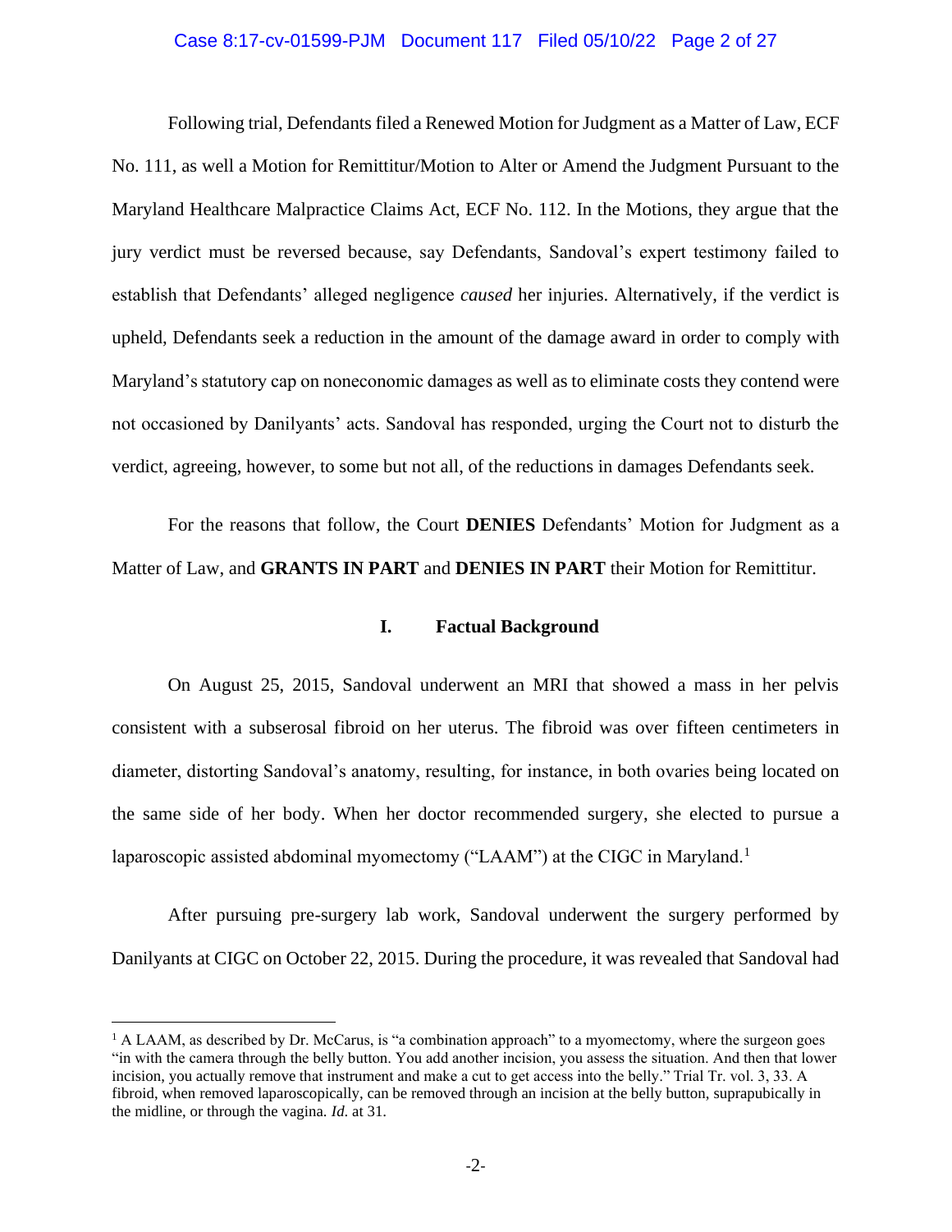Following trial, Defendants filed a Renewed Motion for Judgment as a Matter of Law, ECF No. 111, as well a Motion for Remittitur/Motion to Alter or Amend the Judgment Pursuant to the Maryland Healthcare Malpractice Claims Act, ECF No. 112. In the Motions, they argue that the jury verdict must be reversed because, say Defendants, Sandoval's expert testimony failed to establish that Defendants' alleged negligence *caused* her injuries. Alternatively, if the verdict is upheld, Defendants seek a reduction in the amount of the damage award in order to comply with Maryland's statutory cap on noneconomic damages as well as to eliminate costs they contend were not occasioned by Danilyants' acts. Sandoval has responded, urging the Court not to disturb the verdict, agreeing, however, to some but not all, of the reductions in damages Defendants seek.

For the reasons that follow, the Court **DENIES** Defendants' Motion for Judgment as a Matter of Law, and **GRANTS IN PART** and **DENIES IN PART** their Motion for Remittitur.

## I. Factual Background

On August 25, 2015, Sandoval underwent an MRI that showed a mass in her pelvis consistent with a subserosal fibroid on her uterus. The fibroid was over fifteen centimeters in diameter, distorting Sandoval's anatomy, resulting, for instance, in both ovaries being located on the same side of her body. When her doctor recommended surgery, she elected to pursue a laparoscopic assisted abdominal myomectomy ("LAAM") at the CIGC in Maryland.[1]

After pursuing pre-surgery lab work, Sandoval underwent the surgery performed by Danilyants at CIGC on October 22, 2015. During the procedure, it was revealed that Sandoval had

[1] A LAAM, as described by Dr. McCarus, is "a combination approach" to a myomectomy, where the surgeon goes "in with the camera through the belly button. You add another incision, you assess the situation. And then that lower incision, you actually remove that instrument and make a cut to get access into the belly." Trial Tr. vol. 3, 33. A fibroid, when removed laparoscopically, can be removed through an incision at the belly button, suprapubically in the midline, or through the vagina. *Id.* at 31.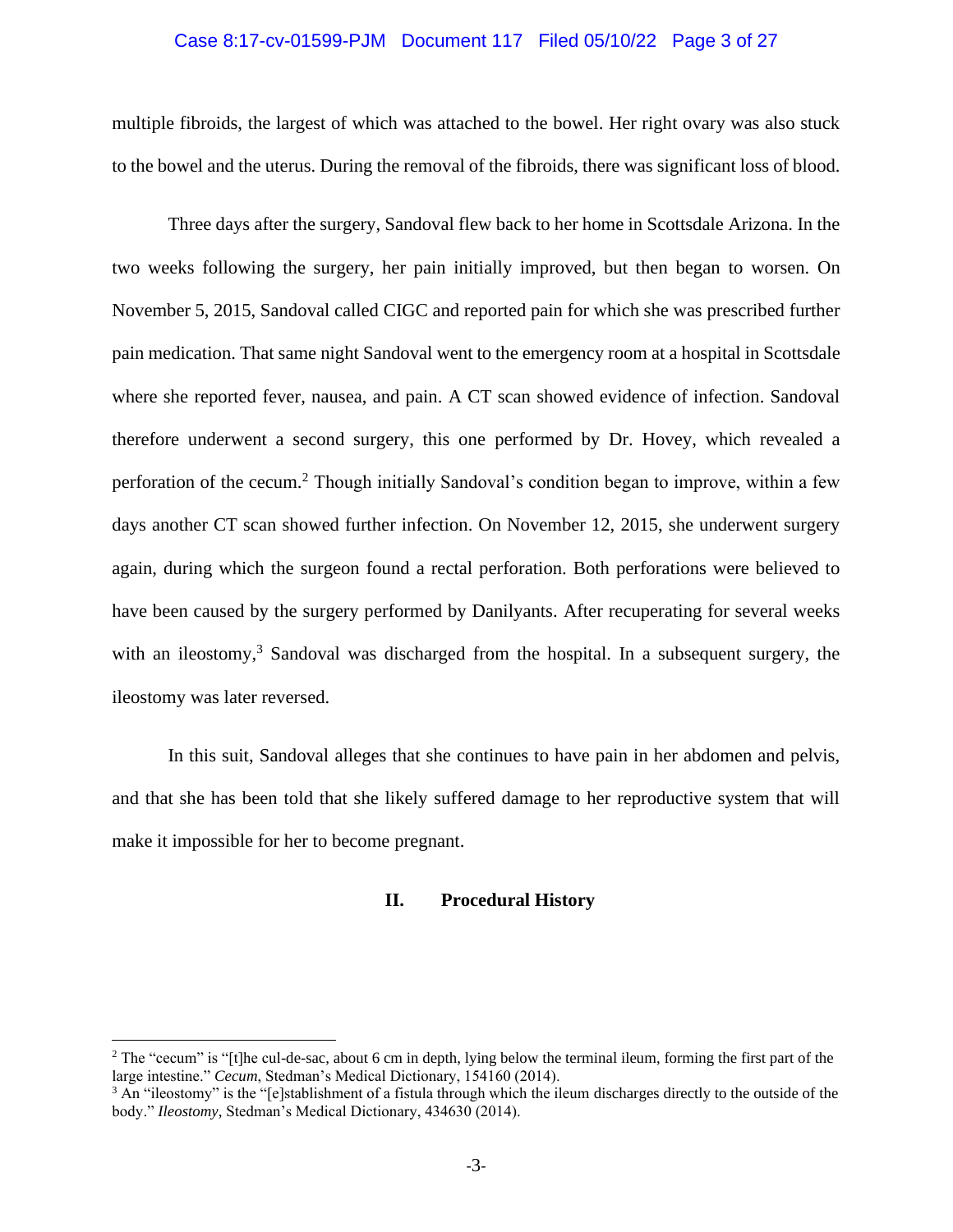multiple fibroids, the largest of which was attached to the bowel. Her right ovary was also stuck to the bowel and the uterus. During the removal of the fibroids, there was significant loss of blood.

Three days after the surgery, Sandoval flew back to her home in Scottsdale Arizona. In the two weeks following the surgery, her pain initially improved, but then began to worsen. On November 5, 2015, Sandoval called CIGC and reported pain for which she was prescribed further pain medication. That same night Sandoval went to the emergency room at a hospital in Scottsdale where she reported fever, nausea, and pain. A CT scan showed evidence of infection. Sandoval therefore underwent a second surgery, this one performed by Dr. Hovey, which revealed a perforation of the cecum.[2] Though initially Sandoval's condition began to improve, within a few days another CT scan showed further infection. On November 12, 2015, she underwent surgery again, during which the surgeon found a rectal perforation. Both perforations were believed to have been caused by the surgery performed by Danilyants. After recuperating for several weeks with an ileostomy,[3] Sandoval was discharged from the hospital. In a subsequent surgery, the ileostomy was later reversed.

In this suit, Sandoval alleges that she continues to have pain in her abdomen and pelvis, and that she has been told that she likely suffered damage to her reproductive system that will make it impossible for her to become pregnant.

## II. Procedural History

---

[2] The "cecum" is "[t]he cul-de-sac, about 6 cm in depth, lying below the terminal ileum, forming the first part of the large intestine." *Cecum*, Stedman's Medical Dictionary, 154160 (2014).

[3] An "ileostomy" is the "[e]stablishment of a fistula through which the ileum discharges directly to the outside of the body." *Ileostomy*, Stedman's Medical Dictionary, 434630 (2014).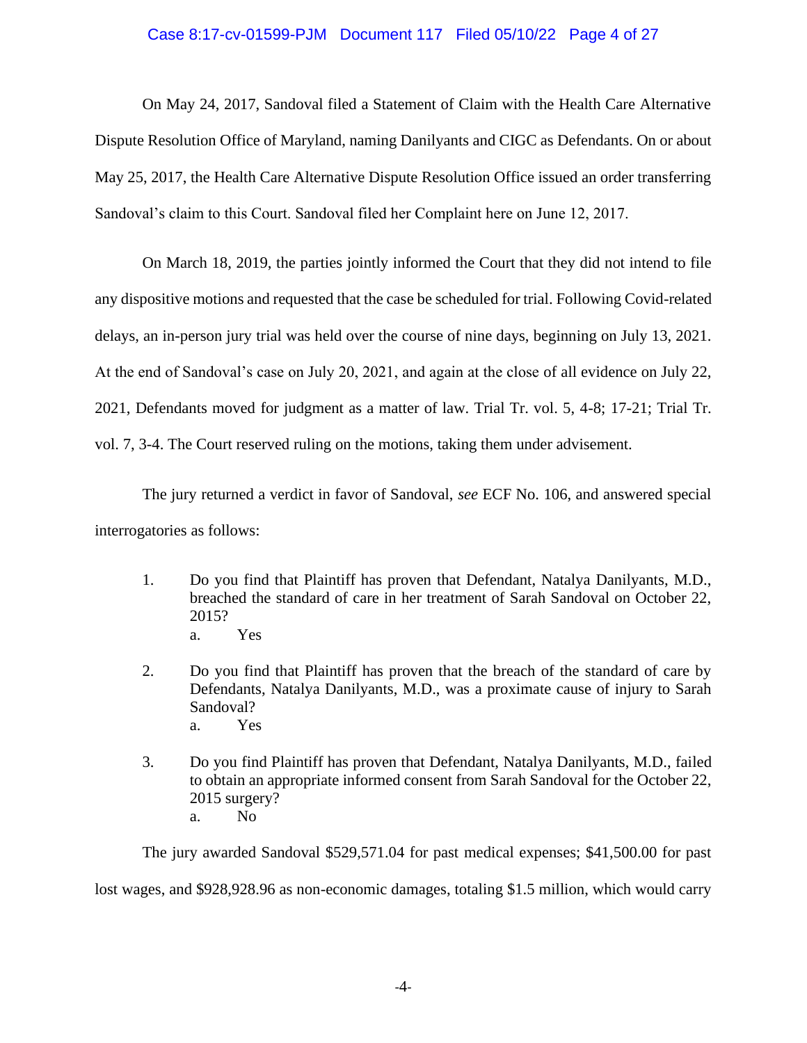On May 24, 2017, Sandoval filed a Statement of Claim with the Health Care Alternative Dispute Resolution Office of Maryland, naming Danilyants and CIGC as Defendants. On or about May 25, 2017, the Health Care Alternative Dispute Resolution Office issued an order transferring Sandoval's claim to this Court. Sandoval filed her Complaint here on June 12, 2017.

On March 18, 2019, the parties jointly informed the Court that they did not intend to file any dispositive motions and requested that the case be scheduled for trial. Following Covid-related delays, an in-person jury trial was held over the course of nine days, beginning on July 13, 2021. At the end of Sandoval's case on July 20, 2021, and again at the close of all evidence on July 22, 2021, Defendants moved for judgment as a matter of law. Trial Tr. vol. 5, 4-8; 17-21; Trial Tr. vol. 7, 3-4. The Court reserved ruling on the motions, taking them under advisement.

The jury returned a verdict in favor of Sandoval, *see* ECF No. 106, and answered special interrogatories as follows:

1. Do you find that Plaintiff has proven that Defendant, Natalya Danilyants, M.D., breached the standard of care in her treatment of Sarah Sandoval on October 22, 2015?
   a. Yes

2. Do you find that Plaintiff has proven that the breach of the standard of care by Defendants, Natalya Danilyants, M.D., was a proximate cause of injury to Sarah Sandoval?
   a. Yes

3. Do you find Plaintiff has proven that Defendant, Natalya Danilyants, M.D., failed to obtain an appropriate informed consent from Sarah Sandoval for the October 22, 2015 surgery?
   a. No

The jury awarded Sandoval $529,571.04 for past medical expenses; $41,500.00 for past lost wages, and $928,928.96 as non-economic damages, totaling $1.5 million, which would carry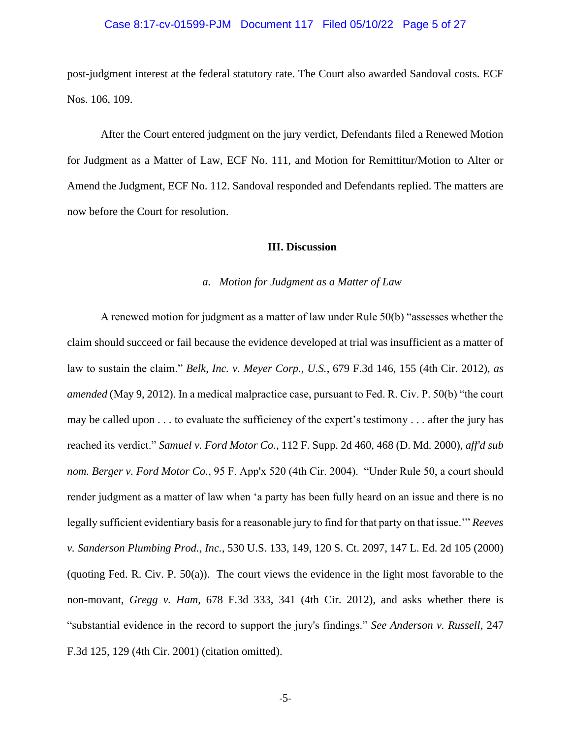post-judgment interest at the federal statutory rate. The Court also awarded Sandoval costs. ECF Nos. 106, 109.

After the Court entered judgment on the jury verdict, Defendants filed a Renewed Motion for Judgment as a Matter of Law, ECF No. 111, and Motion for Remittitur/Motion to Alter or Amend the Judgment, ECF No. 112. Sandoval responded and Defendants replied. The matters are now before the Court for resolution.

## III. Discussion

### *a. Motion for Judgment as a Matter of Law*

A renewed motion for judgment as a matter of law under Rule 50(b) "assesses whether the claim should succeed or fail because the evidence developed at trial was insufficient as a matter of law to sustain the claim." *Belk, Inc. v. Meyer Corp., U.S.*, 679 F.3d 146, 155 (4th Cir. 2012), *as amended* (May 9, 2012). In a medical malpractice case, pursuant to Fed. R. Civ. P. 50(b) "the court may be called upon . . . to evaluate the sufficiency of the expert's testimony . . . after the jury has reached its verdict." *Samuel v. Ford Motor Co.*, 112 F. Supp. 2d 460, 468 (D. Md. 2000), *aff'd sub nom. Berger v. Ford Motor Co.*, 95 F. App'x 520 (4th Cir. 2004). "Under Rule 50, a court should render judgment as a matter of law when 'a party has been fully heard on an issue and there is no legally sufficient evidentiary basis for a reasonable jury to find for that party on that issue.'" *Reeves v. Sanderson Plumbing Prod., Inc.*, 530 U.S. 133, 149, 120 S. Ct. 2097, 147 L. Ed. 2d 105 (2000) (quoting Fed. R. Civ. P. 50(a)). The court views the evidence in the light most favorable to the non-movant, *Gregg v. Ham*, 678 F.3d 333, 341 (4th Cir. 2012), and asks whether there is "substantial evidence in the record to support the jury's findings." *See Anderson v. Russell*, 247 F.3d 125, 129 (4th Cir. 2001) (citation omitted).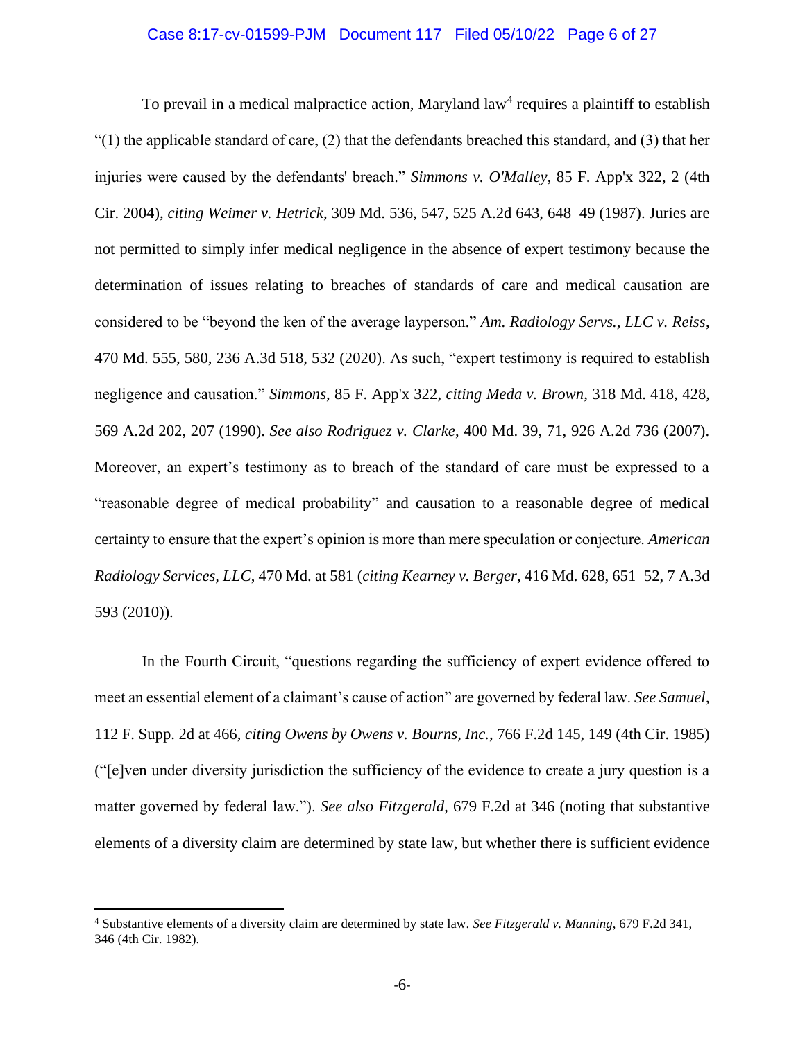To prevail in a medical malpractice action, Maryland law[4] requires a plaintiff to establish "(1) the applicable standard of care, (2) that the defendants breached this standard, and (3) that her injuries were caused by the defendants' breach." *Simmons v. O'Malley*, 85 F. App'x 322, 2 (4th Cir. 2004), *citing Weimer v. Hetrick*, 309 Md. 536, 547, 525 A.2d 643, 648–49 (1987). Juries are not permitted to simply infer medical negligence in the absence of expert testimony because the determination of issues relating to breaches of standards of care and medical causation are considered to be "beyond the ken of the average layperson." *Am. Radiology Servs., LLC v. Reiss*, 470 Md. 555, 580, 236 A.3d 518, 532 (2020). As such, "expert testimony is required to establish negligence and causation." *Simmons*, 85 F. App'x 322, *citing Meda v. Brown*, 318 Md. 418, 428, 569 A.2d 202, 207 (1990). *See also Rodriguez v. Clarke*, 400 Md. 39, 71, 926 A.2d 736 (2007). Moreover, an expert's testimony as to breach of the standard of care must be expressed to a "reasonable degree of medical probability" and causation to a reasonable degree of medical certainty to ensure that the expert's opinion is more than mere speculation or conjecture. *American Radiology Services, LLC*, 470 Md. at 581 (*citing Kearney v. Berger*, 416 Md. 628, 651–52, 7 A.3d 593 (2010)).

In the Fourth Circuit, "questions regarding the sufficiency of expert evidence offered to meet an essential element of a claimant's cause of action" are governed by federal law. *See Samuel*, 112 F. Supp. 2d at 466, *citing Owens by Owens v. Bourns, Inc.*, 766 F.2d 145, 149 (4th Cir. 1985) ("[e]ven under diversity jurisdiction the sufficiency of the evidence to create a jury question is a matter governed by federal law."). *See also Fitzgerald*, 679 F.2d at 346 (noting that substantive elements of a diversity claim are determined by state law, but whether there is sufficient evidence

---

[4] Substantive elements of a diversity claim are determined by state law. *See Fitzgerald v. Manning*, 679 F.2d 341, 346 (4th Cir. 1982).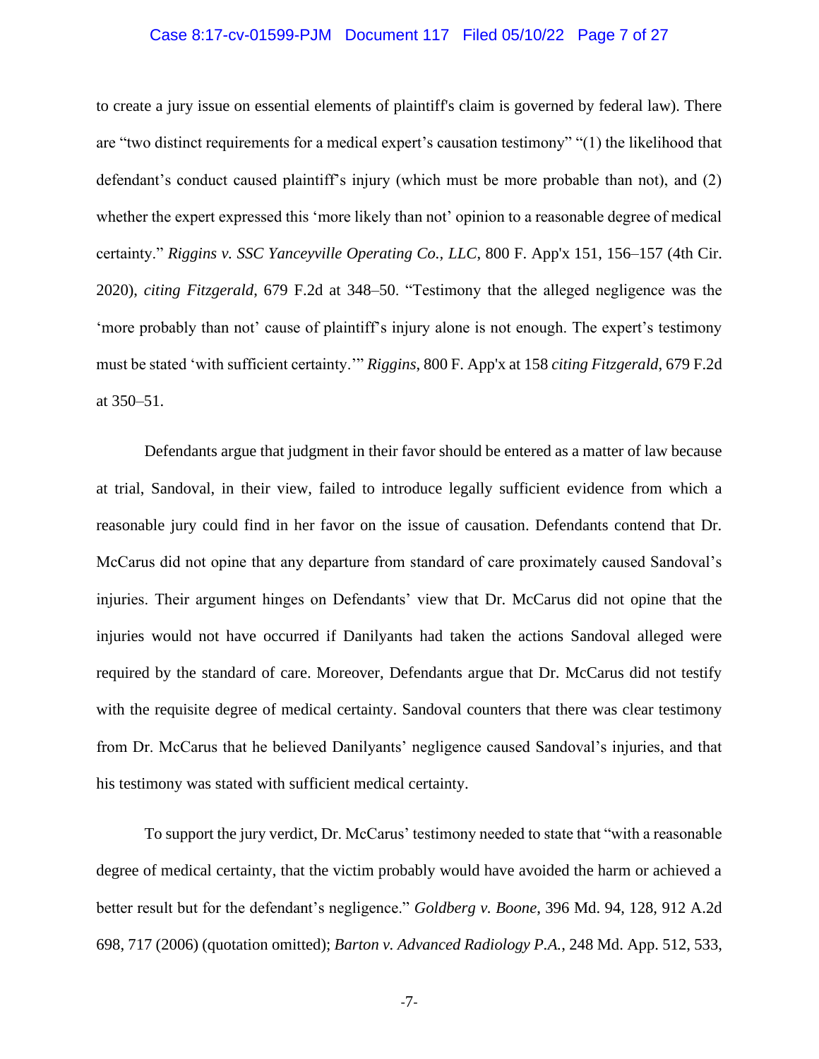to create a jury issue on essential elements of plaintiff's claim is governed by federal law). There are "two distinct requirements for a medical expert's causation testimony" "(1) the likelihood that defendant's conduct caused plaintiff's injury (which must be more probable than not), and (2) whether the expert expressed this 'more likely than not' opinion to a reasonable degree of medical certainty." *Riggins v. SSC Yanceyville Operating Co., LLC*, 800 F. App'x 151, 156–157 (4th Cir. 2020), *citing Fitzgerald*, 679 F.2d at 348–50. "Testimony that the alleged negligence was the 'more probably than not' cause of plaintiff's injury alone is not enough. The expert's testimony must be stated 'with sufficient certainty.'" *Riggins*, 800 F. App'x at 158 *citing Fitzgerald*, 679 F.2d at 350–51.

Defendants argue that judgment in their favor should be entered as a matter of law because at trial, Sandoval, in their view, failed to introduce legally sufficient evidence from which a reasonable jury could find in her favor on the issue of causation. Defendants contend that Dr. McCarus did not opine that any departure from standard of care proximately caused Sandoval's injuries. Their argument hinges on Defendants' view that Dr. McCarus did not opine that the injuries would not have occurred if Danilyants had taken the actions Sandoval alleged were required by the standard of care. Moreover, Defendants argue that Dr. McCarus did not testify with the requisite degree of medical certainty. Sandoval counters that there was clear testimony from Dr. McCarus that he believed Danilyants' negligence caused Sandoval's injuries, and that his testimony was stated with sufficient medical certainty.

To support the jury verdict, Dr. McCarus' testimony needed to state that "with a reasonable degree of medical certainty, that the victim probably would have avoided the harm or achieved a better result but for the defendant's negligence." *Goldberg v. Boone*, 396 Md. 94, 128, 912 A.2d 698, 717 (2006) (quotation omitted); *Barton v. Advanced Radiology P.A.*, 248 Md. App. 512, 533,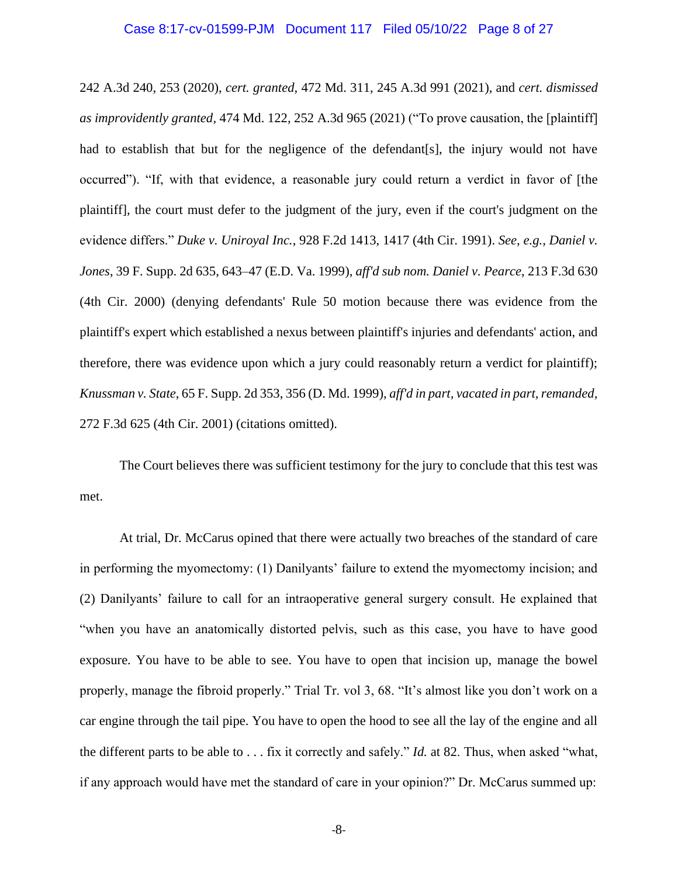242 A.3d 240, 253 (2020), *cert. granted*, 472 Md. 311, 245 A.3d 991 (2021), and *cert. dismissed as improvidently granted*, 474 Md. 122, 252 A.3d 965 (2021) ("To prove causation, the [plaintiff] had to establish that but for the negligence of the defendant[s], the injury would not have occurred"). "If, with that evidence, a reasonable jury could return a verdict in favor of [the plaintiff], the court must defer to the judgment of the jury, even if the court's judgment on the evidence differs." *Duke v. Uniroyal Inc.*, 928 F.2d 1413, 1417 (4th Cir. 1991). *See, e.g., Daniel v. Jones*, 39 F. Supp. 2d 635, 643–47 (E.D. Va. 1999), *aff'd sub nom. Daniel v. Pearce*, 213 F.3d 630 (4th Cir. 2000) (denying defendants' Rule 50 motion because there was evidence from the plaintiff's expert which established a nexus between plaintiff's injuries and defendants' action, and therefore, there was evidence upon which a jury could reasonably return a verdict for plaintiff); *Knussman v. State*, 65 F. Supp. 2d 353, 356 (D. Md. 1999), *aff'd in part, vacated in part, remanded*, 272 F.3d 625 (4th Cir. 2001) (citations omitted).

The Court believes there was sufficient testimony for the jury to conclude that this test was met.

At trial, Dr. McCarus opined that there were actually two breaches of the standard of care in performing the myomectomy: (1) Danilyants' failure to extend the myomectomy incision; and (2) Danilyants' failure to call for an intraoperative general surgery consult. He explained that "when you have an anatomically distorted pelvis, such as this case, you have to have good exposure. You have to be able to see. You have to open that incision up, manage the bowel properly, manage the fibroid properly." Trial Tr. vol 3, 68. "It's almost like you don't work on a car engine through the tail pipe. You have to open the hood to see all the lay of the engine and all the different parts to be able to . . . fix it correctly and safely." *Id.* at 82. Thus, when asked "what, if any approach would have met the standard of care in your opinion?" Dr. McCarus summed up: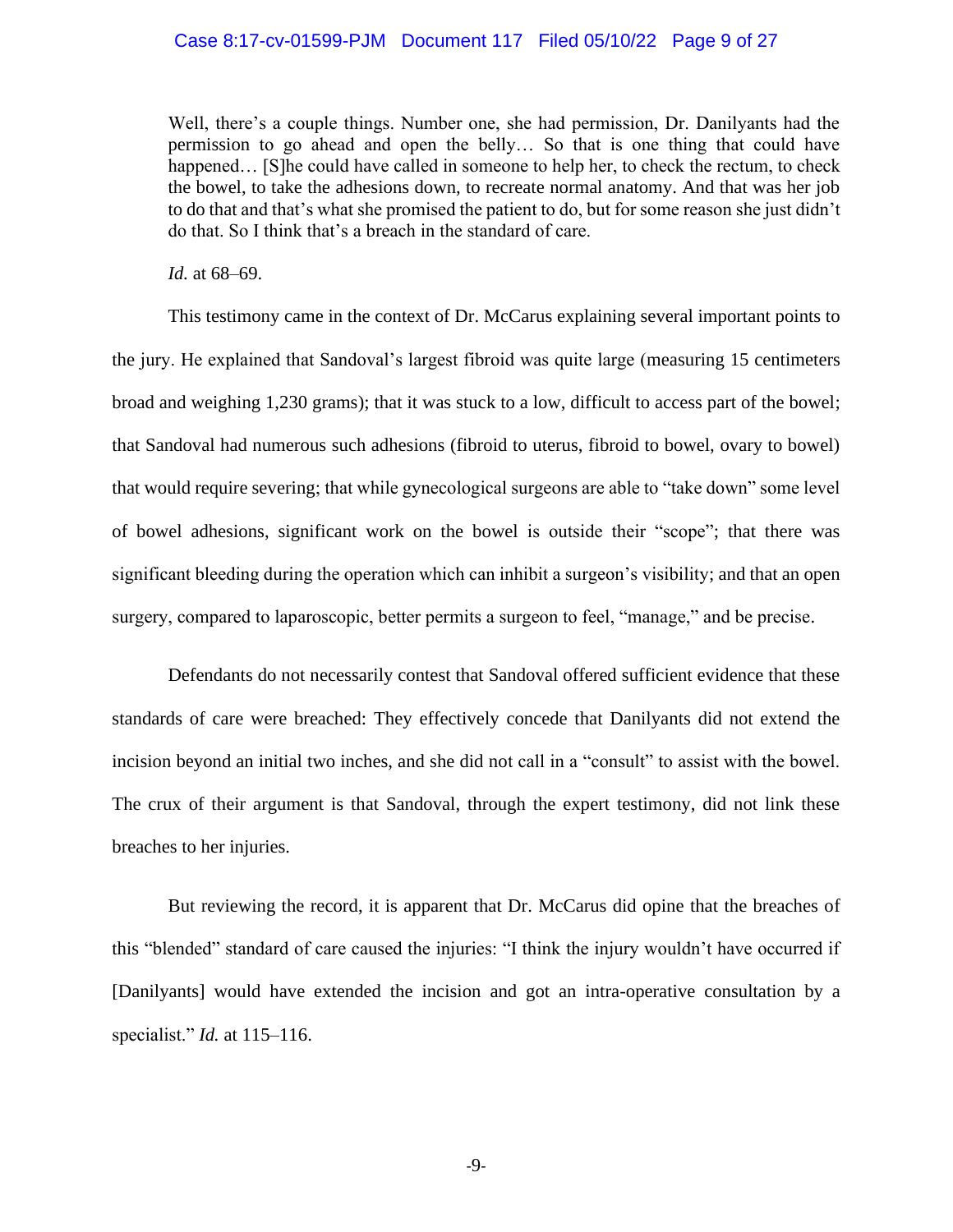> Well, there's a couple things. Number one, she had permission, Dr. Danilyants had the permission to go ahead and open the belly… So that is one thing that could have happened… [S]he could have called in someone to help her, to check the rectum, to check the bowel, to take the adhesions down, to recreate normal anatomy. And that was her job to do that and that's what she promised the patient to do, but for some reason she just didn't do that. So I think that's a breach in the standard of care.
>
> *Id.* at 68–69.

This testimony came in the context of Dr. McCarus explaining several important points to the jury. He explained that Sandoval's largest fibroid was quite large (measuring 15 centimeters broad and weighing 1,230 grams); that it was stuck to a low, difficult to access part of the bowel; that Sandoval had numerous such adhesions (fibroid to uterus, fibroid to bowel, ovary to bowel) that would require severing; that while gynecological surgeons are able to "take down" some level of bowel adhesions, significant work on the bowel is outside their "scope"; that there was significant bleeding during the operation which can inhibit a surgeon's visibility; and that an open surgery, compared to laparoscopic, better permits a surgeon to feel, "manage," and be precise.

Defendants do not necessarily contest that Sandoval offered sufficient evidence that these standards of care were breached: They effectively concede that Danilyants did not extend the incision beyond an initial two inches, and she did not call in a "consult" to assist with the bowel. The crux of their argument is that Sandoval, through the expert testimony, did not link these breaches to her injuries.

But reviewing the record, it is apparent that Dr. McCarus did opine that the breaches of this "blended" standard of care caused the injuries: "I think the injury wouldn't have occurred if [Danilyants] would have extended the incision and got an intra-operative consultation by a specialist." *Id.* at 115–116.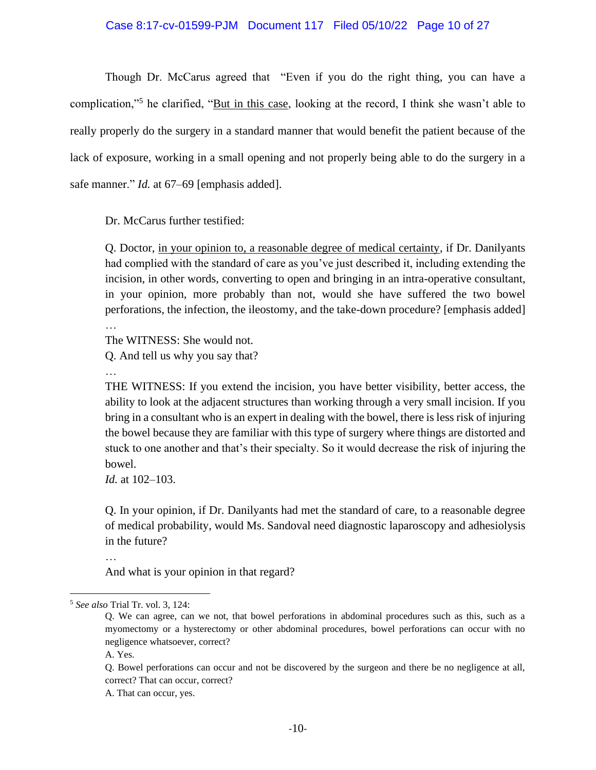Though Dr. McCarus agreed that "Even if you do the right thing, you can have a complication,"[5] he clarified, "<u>But in this case</u>, looking at the record, I think she wasn't able to really properly do the surgery in a standard manner that would benefit the patient because of the lack of exposure, working in a small opening and not properly being able to do the surgery in a safe manner." *Id.* at 67–69 [emphasis added].

Dr. McCarus further testified:

> Q. Doctor, <u>in your opinion to, a reasonable degree of medical certainty</u>, if Dr. Danilyants had complied with the standard of care as you've just described it, including extending the incision, in other words, converting to open and bringing in an intra-operative consultant, in your opinion, more probably than not, would she have suffered the two bowel perforations, the infection, the ileostomy, and the take-down procedure? [emphasis added]
>
> …
>
> The WITNESS: She would not.
>
> Q. And tell us why you say that?
>
> …
>
> THE WITNESS: If you extend the incision, you have better visibility, better access, the ability to look at the adjacent structures than working through a very small incision. If you bring in a consultant who is an expert in dealing with the bowel, there is less risk of injuring the bowel because they are familiar with this type of surgery where things are distorted and stuck to one another and that's their specialty. So it would decrease the risk of injuring the bowel.
>
> *Id.* at 102–103.
>
> Q. In your opinion, if Dr. Danilyants had met the standard of care, to a reasonable degree of medical probability, would Ms. Sandoval need diagnostic laparoscopy and adhesiolysis in the future?
>
> …
>
> And what is your opinion in that regard?

---

[5] *See also* Trial Tr. vol. 3, 124:

> Q. We can agree, can we not, that bowel perforations in abdominal procedures such as this, such as a myomectomy or a hysterectomy or other abdominal procedures, bowel perforations can occur with no negligence whatsoever, correct?
>
> A. Yes.
>
> Q. Bowel perforations can occur and not be discovered by the surgeon and there be no negligence at all, correct? That can occur, correct?
>
> A. That can occur, yes.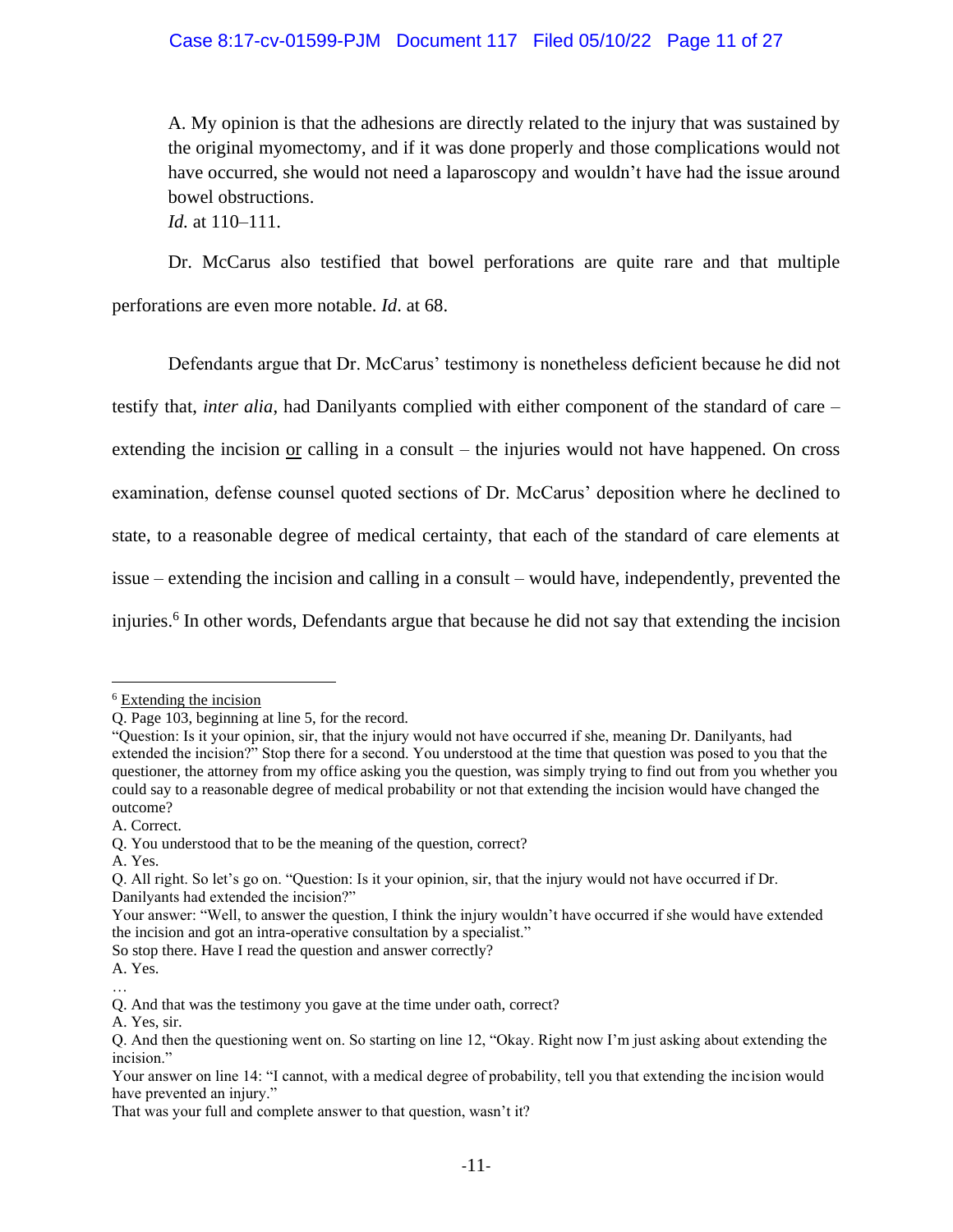A. My opinion is that the adhesions are directly related to the injury that was sustained by the original myomectomy, and if it was done properly and those complications would not have occurred, she would not need a laparoscopy and wouldn't have had the issue around bowel obstructions.

*Id.* at 110–111.

Dr. McCarus also testified that bowel perforations are quite rare and that multiple perforations are even more notable. *Id*. at 68.

Defendants argue that Dr. McCarus' testimony is nonetheless deficient because he did not testify that, *inter alia*, had Danilyants complied with either component of the standard of care – extending the incision <u>or</u> calling in a consult – the injuries would not have happened. On cross examination, defense counsel quoted sections of Dr. McCarus' deposition where he declined to state, to a reasonable degree of medical certainty, that each of the standard of care elements at issue – extending the incision and calling in a consult – would have, independently, prevented the injuries.[6] In other words, Defendants argue that because he did not say that extending the incision

---

[6] <u>Extending the incision</u>

Q. Page 103, beginning at line 5, for the record.

"Question: Is it your opinion, sir, that the injury would not have occurred if she, meaning Dr. Danilyants, had extended the incision?" Stop there for a second. You understood at the time that question was posed to you that the questioner, the attorney from my office asking you the question, was simply trying to find out from you whether you could say to a reasonable degree of medical probability or not that extending the incision would have changed the outcome?

A. Correct.

Q. You understood that to be the meaning of the question, correct?

A. Yes.

Q. All right. So let's go on. "Question: Is it your opinion, sir, that the injury would not have occurred if Dr. Danilyants had extended the incision?"

Your answer: "Well, to answer the question, I think the injury wouldn't have occurred if she would have extended the incision and got an intra-operative consultation by a specialist."

So stop there. Have I read the question and answer correctly?

A. Yes.

…

Q. And that was the testimony you gave at the time under oath, correct?

A. Yes, sir.

Q. And then the questioning went on. So starting on line 12, "Okay. Right now I'm just asking about extending the incision."

Your answer on line 14: "I cannot, with a medical degree of probability, tell you that extending the incision would have prevented an injury."

That was your full and complete answer to that question, wasn't it?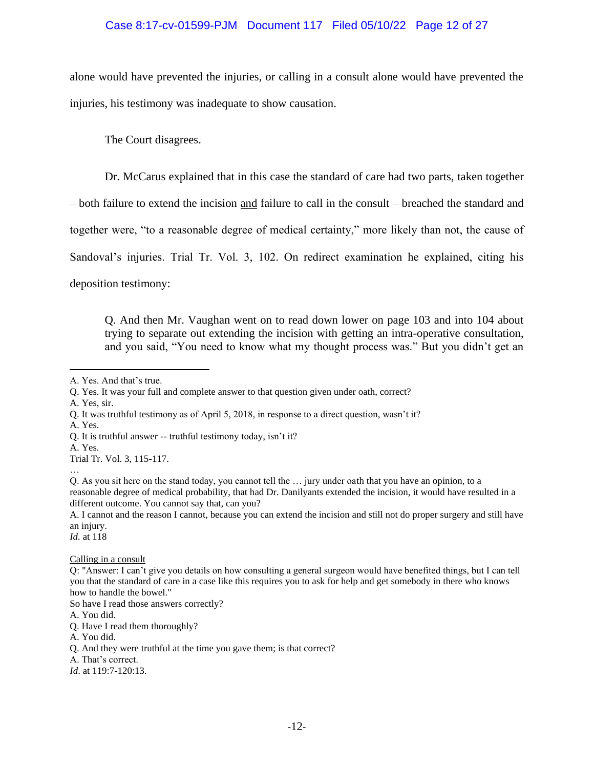alone would have prevented the injuries, or calling in a consult alone would have prevented the injuries, his testimony was inadequate to show causation.

The Court disagrees.

Dr. McCarus explained that in this case the standard of care had two parts, taken together – both failure to extend the incision <u>and</u> failure to call in the consult – breached the standard and together were, "to a reasonable degree of medical certainty," more likely than not, the cause of Sandoval's injuries. Trial Tr. Vol. 3, 102. On redirect examination he explained, citing his deposition testimony:

> Q. And then Mr. Vaughan went on to read down lower on page 103 and into 104 about trying to separate out extending the incision with getting an intra-operative consultation, and you said, "You need to know what my thought process was." But you didn't get an

---

A. Yes. And that's true.
Q. Yes. It was your full and complete answer to that question given under oath, correct?
A. Yes, sir.
Q. It was truthful testimony as of April 5, 2018, in response to a direct question, wasn't it?
A. Yes.
Q. It is truthful answer -- truthful testimony today, isn't it?
A. Yes.
Trial Tr. Vol. 3, 115-117.
…
Q. As you sit here on the stand today, you cannot tell the … jury under oath that you have an opinion, to a reasonable degree of medical probability, that had Dr. Danilyants extended the incision, it would have resulted in a different outcome. You cannot say that, can you?
A. I cannot and the reason I cannot, because you can extend the incision and still not do proper surgery and still have an injury.
*Id.* at 118

<u>Calling in a consult</u>
Q: "Answer: I can't give you details on how consulting a general surgeon would have benefited things, but I can tell you that the standard of care in a case like this requires you to ask for help and get somebody in there who knows how to handle the bowel."
So have I read those answers correctly?
A. You did.
Q. Have I read them thoroughly?
A. You did.
Q. And they were truthful at the time you gave them; is that correct?
A. That's correct.
*Id.* at 119:7-120:13.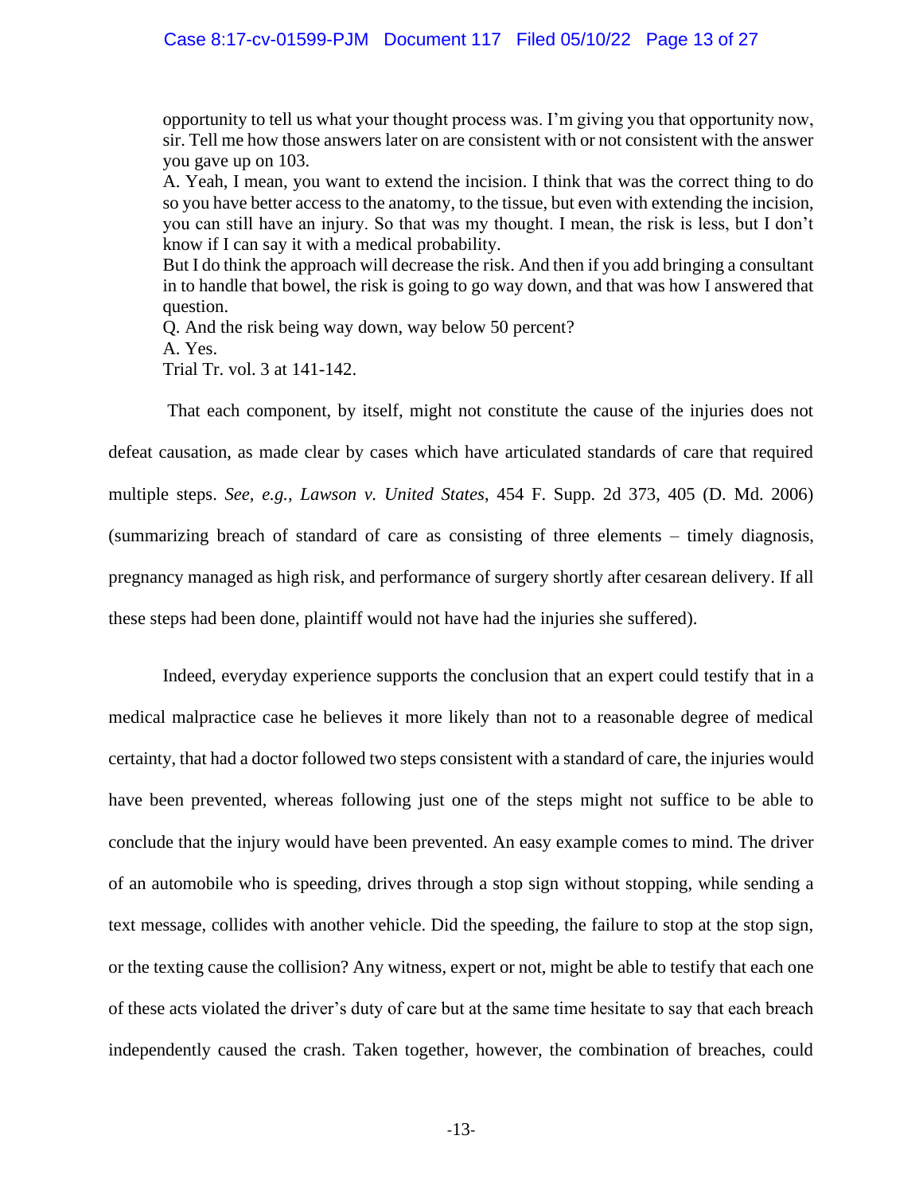> opportunity to tell us what your thought process was. I'm giving you that opportunity now, sir. Tell me how those answers later on are consistent with or not consistent with the answer you gave up on 103.
>
> A. Yeah, I mean, you want to extend the incision. I think that was the correct thing to do so you have better access to the anatomy, to the tissue, but even with extending the incision, you can still have an injury. So that was my thought. I mean, the risk is less, but I don't know if I can say it with a medical probability.
>
> But I do think the approach will decrease the risk. And then if you add bringing a consultant in to handle that bowel, the risk is going to go way down, and that was how I answered that question.
>
> Q. And the risk being way down, way below 50 percent?
>
> A. Yes.
>
> Trial Tr. vol. 3 at 141-142.

That each component, by itself, might not constitute the cause of the injuries does not defeat causation, as made clear by cases which have articulated standards of care that required multiple steps. *See, e.g.*, *Lawson v. United States*, 454 F. Supp. 2d 373, 405 (D. Md. 2006) (summarizing breach of standard of care as consisting of three elements – timely diagnosis, pregnancy managed as high risk, and performance of surgery shortly after cesarean delivery. If all these steps had been done, plaintiff would not have had the injuries she suffered).

Indeed, everyday experience supports the conclusion that an expert could testify that in a medical malpractice case he believes it more likely than not to a reasonable degree of medical certainty, that had a doctor followed two steps consistent with a standard of care, the injuries would have been prevented, whereas following just one of the steps might not suffice to be able to conclude that the injury would have been prevented. An easy example comes to mind. The driver of an automobile who is speeding, drives through a stop sign without stopping, while sending a text message, collides with another vehicle. Did the speeding, the failure to stop at the stop sign, or the texting cause the collision? Any witness, expert or not, might be able to testify that each one of these acts violated the driver's duty of care but at the same time hesitate to say that each breach independently caused the crash. Taken together, however, the combination of breaches, could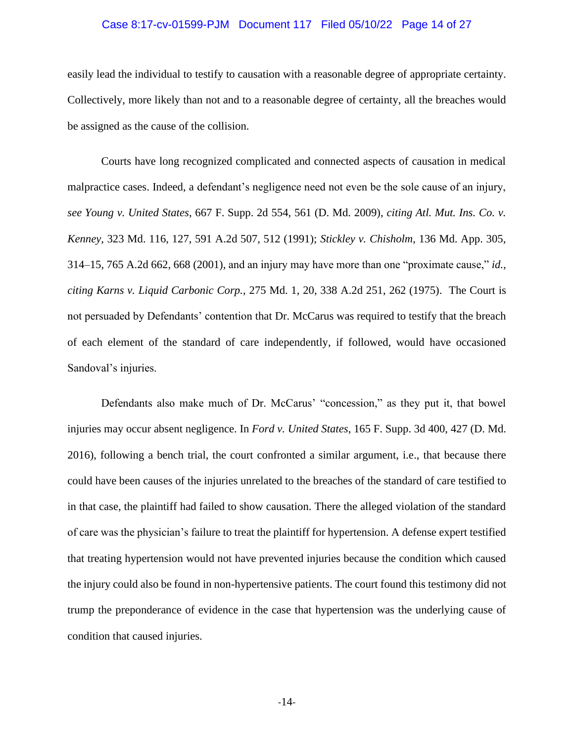easily lead the individual to testify to causation with a reasonable degree of appropriate certainty. Collectively, more likely than not and to a reasonable degree of certainty, all the breaches would be assigned as the cause of the collision.

Courts have long recognized complicated and connected aspects of causation in medical malpractice cases. Indeed, a defendant's negligence need not even be the sole cause of an injury, *see Young v. United States*, 667 F. Supp. 2d 554, 561 (D. Md. 2009), *citing Atl. Mut. Ins. Co. v. Kenney*, 323 Md. 116, 127, 591 A.2d 507, 512 (1991); *Stickley v. Chisholm*, 136 Md. App. 305, 314–15, 765 A.2d 662, 668 (2001), and an injury may have more than one "proximate cause," *id., citing Karns v. Liquid Carbonic Corp.*, 275 Md. 1, 20, 338 A.2d 251, 262 (1975). The Court is not persuaded by Defendants' contention that Dr. McCarus was required to testify that the breach of each element of the standard of care independently, if followed, would have occasioned Sandoval's injuries.

Defendants also make much of Dr. McCarus' "concession," as they put it, that bowel injuries may occur absent negligence. In *Ford v. United States*, 165 F. Supp. 3d 400, 427 (D. Md. 2016), following a bench trial, the court confronted a similar argument, i.e., that because there could have been causes of the injuries unrelated to the breaches of the standard of care testified to in that case, the plaintiff had failed to show causation. There the alleged violation of the standard of care was the physician's failure to treat the plaintiff for hypertension. A defense expert testified that treating hypertension would not have prevented injuries because the condition which caused the injury could also be found in non-hypertensive patients. The court found this testimony did not trump the preponderance of evidence in the case that hypertension was the underlying cause of condition that caused injuries.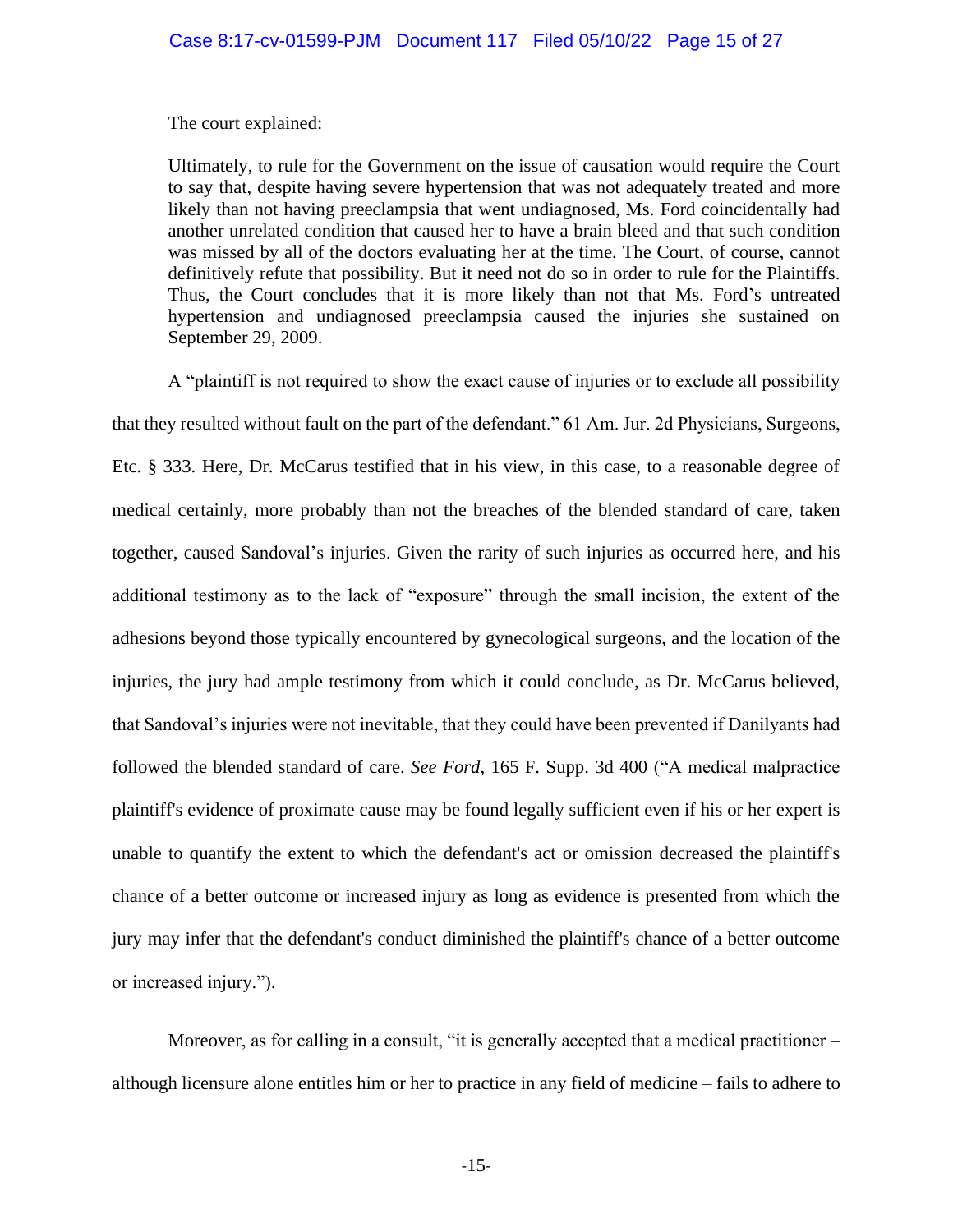The court explained:

> Ultimately, to rule for the Government on the issue of causation would require the Court to say that, despite having severe hypertension that was not adequately treated and more likely than not having preeclampsia that went undiagnosed, Ms. Ford coincidentally had another unrelated condition that caused her to have a brain bleed and that such condition was missed by all of the doctors evaluating her at the time. The Court, of course, cannot definitively refute that possibility. But it need not do so in order to rule for the Plaintiffs. Thus, the Court concludes that it is more likely than not that Ms. Ford's untreated hypertension and undiagnosed preeclampsia caused the injuries she sustained on September 29, 2009.

A "plaintiff is not required to show the exact cause of injuries or to exclude all possibility that they resulted without fault on the part of the defendant." 61 Am. Jur. 2d Physicians, Surgeons, Etc. § 333. Here, Dr. McCarus testified that in his view, in this case, to a reasonable degree of medical certainly, more probably than not the breaches of the blended standard of care, taken together, caused Sandoval's injuries. Given the rarity of such injuries as occurred here, and his additional testimony as to the lack of "exposure" through the small incision, the extent of the adhesions beyond those typically encountered by gynecological surgeons, and the location of the injuries, the jury had ample testimony from which it could conclude, as Dr. McCarus believed, that Sandoval's injuries were not inevitable, that they could have been prevented if Danilyants had followed the blended standard of care. *See Ford*, 165 F. Supp. 3d 400 ("A medical malpractice plaintiff's evidence of proximate cause may be found legally sufficient even if his or her expert is unable to quantify the extent to which the defendant's act or omission decreased the plaintiff's chance of a better outcome or increased injury as long as evidence is presented from which the jury may infer that the defendant's conduct diminished the plaintiff's chance of a better outcome or increased injury.").

Moreover, as for calling in a consult, "it is generally accepted that a medical practitioner – although licensure alone entitles him or her to practice in any field of medicine – fails to adhere to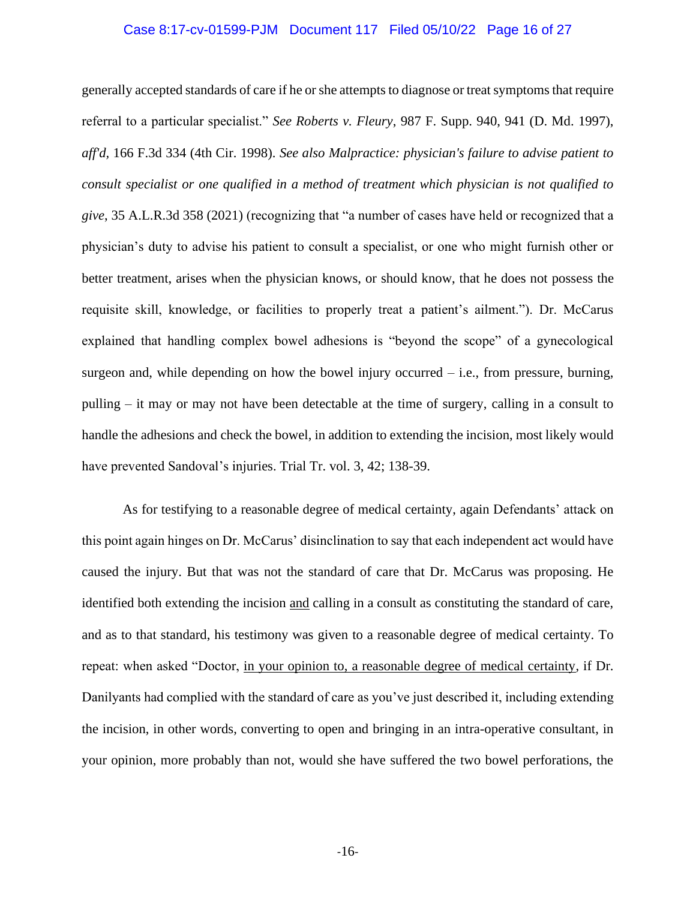generally accepted standards of care if he or she attempts to diagnose or treat symptoms that require referral to a particular specialist." *See Roberts v. Fleury*, 987 F. Supp. 940, 941 (D. Md. 1997), *aff'd*, 166 F.3d 334 (4th Cir. 1998). *See also Malpractice: physician's failure to advise patient to consult specialist or one qualified in a method of treatment which physician is not qualified to give*, 35 A.L.R.3d 358 (2021) (recognizing that "a number of cases have held or recognized that a physician's duty to advise his patient to consult a specialist, or one who might furnish other or better treatment, arises when the physician knows, or should know, that he does not possess the requisite skill, knowledge, or facilities to properly treat a patient's ailment."). Dr. McCarus explained that handling complex bowel adhesions is "beyond the scope" of a gynecological surgeon and, while depending on how the bowel injury occurred – i.e., from pressure, burning, pulling – it may or may not have been detectable at the time of surgery, calling in a consult to handle the adhesions and check the bowel, in addition to extending the incision, most likely would have prevented Sandoval's injuries. Trial Tr. vol. 3, 42; 138-39.

As for testifying to a reasonable degree of medical certainty, again Defendants' attack on this point again hinges on Dr. McCarus' disinclination to say that each independent act would have caused the injury. But that was not the standard of care that Dr. McCarus was proposing. He identified both extending the incision <u>and</u> calling in a consult as constituting the standard of care, and as to that standard, his testimony was given to a reasonable degree of medical certainty. To repeat: when asked "Doctor, <u>in your opinion to, a reasonable degree of medical certainty</u>, if Dr. Danilyants had complied with the standard of care as you've just described it, including extending the incision, in other words, converting to open and bringing in an intra-operative consultant, in your opinion, more probably than not, would she have suffered the two bowel perforations, the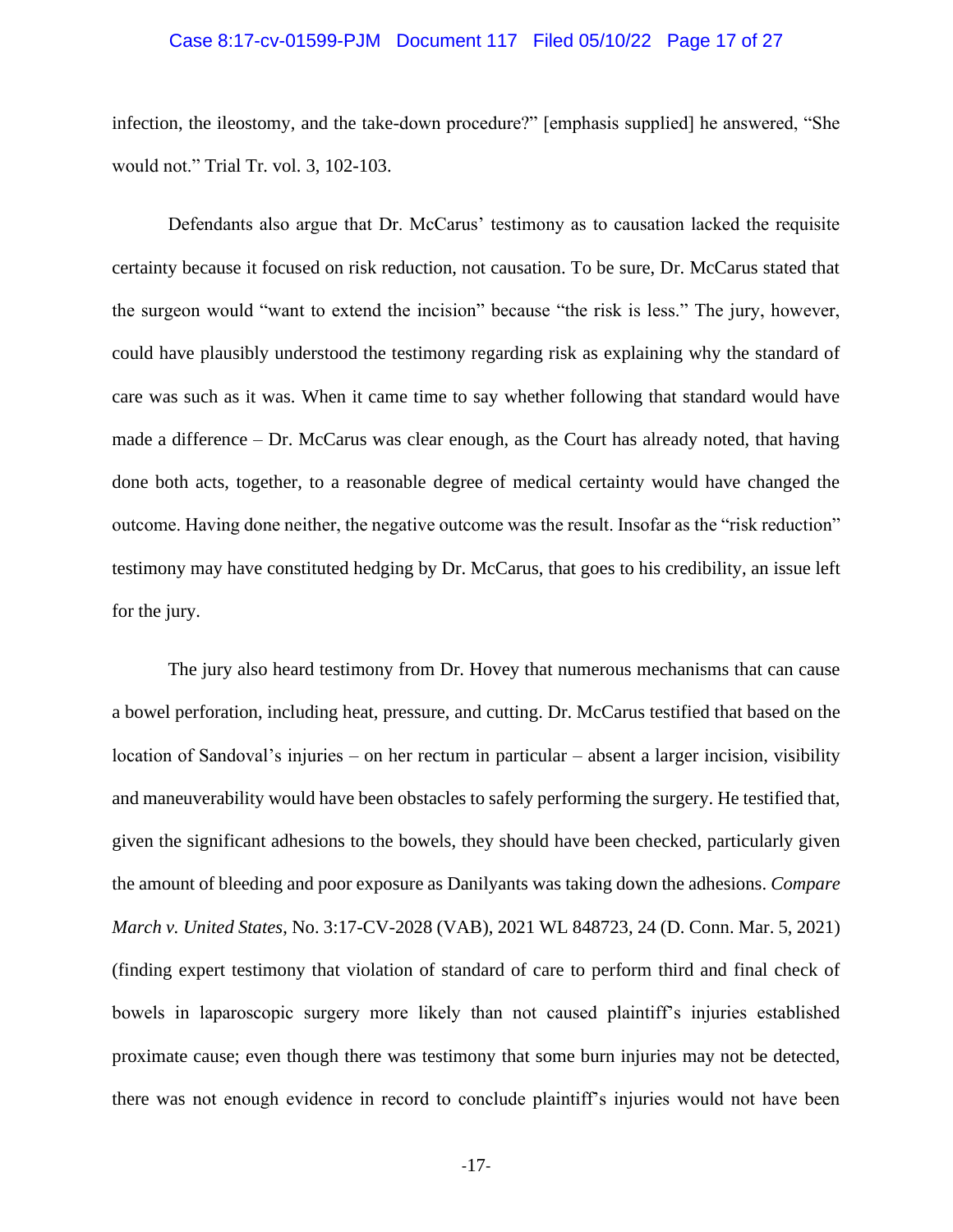infection, the ileostomy, and the take-down procedure?" [emphasis supplied] he answered, "She would not." Trial Tr. vol. 3, 102-103.

Defendants also argue that Dr. McCarus' testimony as to causation lacked the requisite certainty because it focused on risk reduction, not causation. To be sure, Dr. McCarus stated that the surgeon would "want to extend the incision" because "the risk is less." The jury, however, could have plausibly understood the testimony regarding risk as explaining why the standard of care was such as it was. When it came time to say whether following that standard would have made a difference – Dr. McCarus was clear enough, as the Court has already noted, that having done both acts, together, to a reasonable degree of medical certainty would have changed the outcome. Having done neither, the negative outcome was the result. Insofar as the "risk reduction" testimony may have constituted hedging by Dr. McCarus, that goes to his credibility, an issue left for the jury.

The jury also heard testimony from Dr. Hovey that numerous mechanisms that can cause a bowel perforation, including heat, pressure, and cutting. Dr. McCarus testified that based on the location of Sandoval's injuries – on her rectum in particular – absent a larger incision, visibility and maneuverability would have been obstacles to safely performing the surgery. He testified that, given the significant adhesions to the bowels, they should have been checked, particularly given the amount of bleeding and poor exposure as Danilyants was taking down the adhesions. *Compare March v. United States*, No. 3:17-CV-2028 (VAB), 2021 WL 848723, 24 (D. Conn. Mar. 5, 2021) (finding expert testimony that violation of standard of care to perform third and final check of bowels in laparoscopic surgery more likely than not caused plaintiff's injuries established proximate cause; even though there was testimony that some burn injuries may not be detected, there was not enough evidence in record to conclude plaintiff's injuries would not have been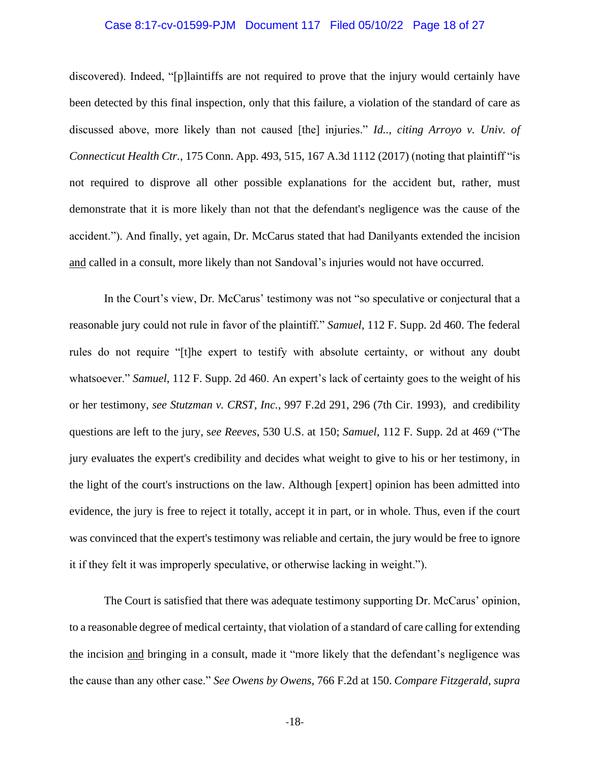discovered). Indeed, "[p]laintiffs are not required to prove that the injury would certainly have been detected by this final inspection, only that this failure, a violation of the standard of care as discussed above, more likely than not caused [the] injuries." *Id.., citing Arroyo v. Univ. of Connecticut Health Ctr.*, 175 Conn. App. 493, 515, 167 A.3d 1112 (2017) (noting that plaintiff "is not required to disprove all other possible explanations for the accident but, rather, must demonstrate that it is more likely than not that the defendant's negligence was the cause of the accident."). And finally, yet again, Dr. McCarus stated that had Danilyants extended the incision <u>and</u> called in a consult, more likely than not Sandoval's injuries would not have occurred.

In the Court's view, Dr. McCarus' testimony was not "so speculative or conjectural that a reasonable jury could not rule in favor of the plaintiff." *Samuel*, 112 F. Supp. 2d 460. The federal rules do not require "[t]he expert to testify with absolute certainty, or without any doubt whatsoever." *Samuel*, 112 F. Supp. 2d 460. An expert's lack of certainty goes to the weight of his or her testimony, *see Stutzman v. CRST, Inc.*, 997 F.2d 291, 296 (7th Cir. 1993), and credibility questions are left to the jury, s*ee Reeves*, 530 U.S. at 150; *Samuel*, 112 F. Supp. 2d at 469 ("The jury evaluates the expert's credibility and decides what weight to give to his or her testimony, in the light of the court's instructions on the law. Although [expert] opinion has been admitted into evidence, the jury is free to reject it totally, accept it in part, or in whole. Thus, even if the court was convinced that the expert's testimony was reliable and certain, the jury would be free to ignore it if they felt it was improperly speculative, or otherwise lacking in weight.").

The Court is satisfied that there was adequate testimony supporting Dr. McCarus' opinion, to a reasonable degree of medical certainty, that violation of a standard of care calling for extending the incision <u>and</u> bringing in a consult, made it "more likely that the defendant's negligence was the cause than any other case." *See Owens by Owens*, 766 F.2d at 150. *Compare Fitzgerald*, *supra*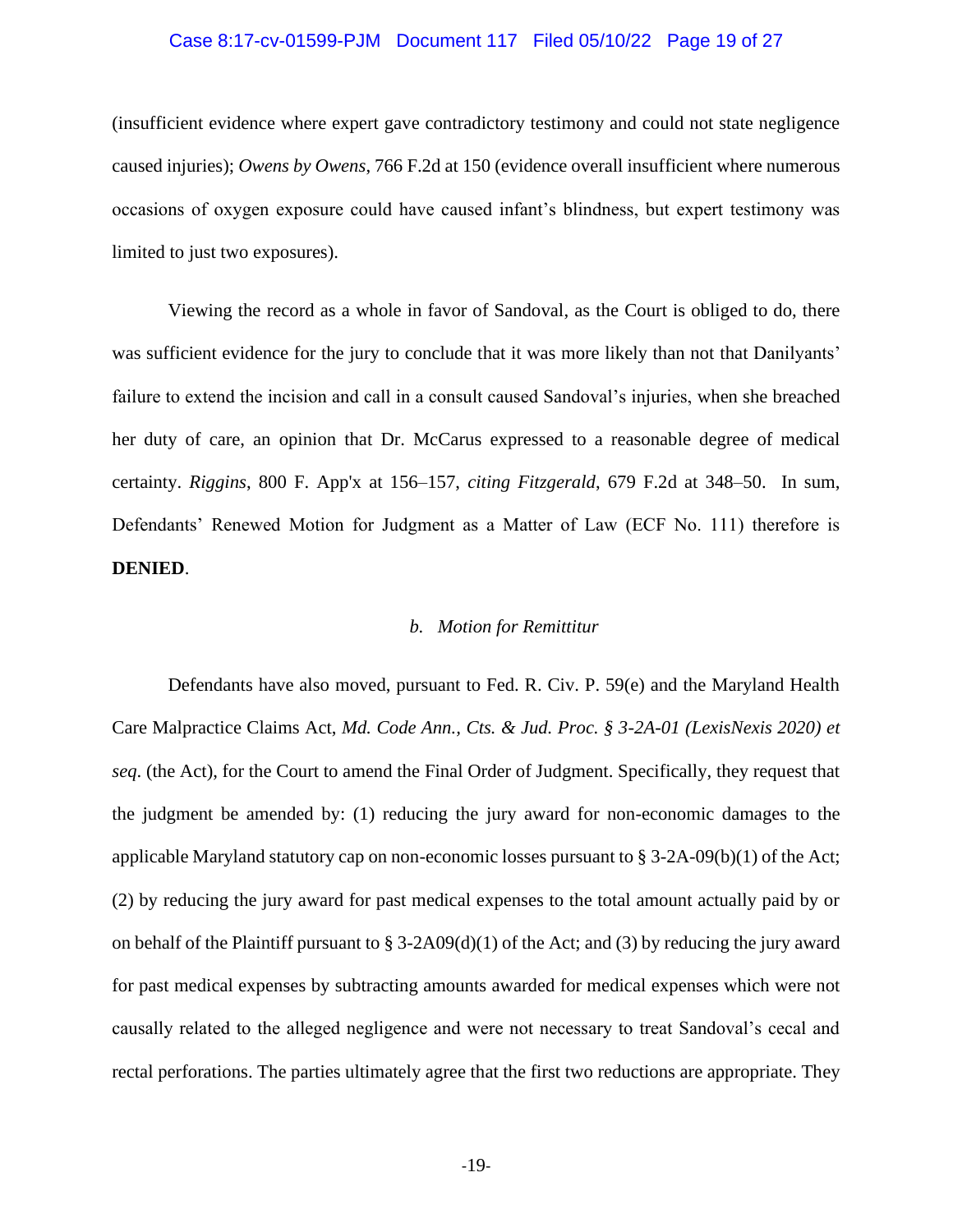(insufficient evidence where expert gave contradictory testimony and could not state negligence caused injuries); *Owens by Owens*, 766 F.2d at 150 (evidence overall insufficient where numerous occasions of oxygen exposure could have caused infant's blindness, but expert testimony was limited to just two exposures).

Viewing the record as a whole in favor of Sandoval, as the Court is obliged to do, there was sufficient evidence for the jury to conclude that it was more likely than not that Danilyants' failure to extend the incision and call in a consult caused Sandoval's injuries, when she breached her duty of care, an opinion that Dr. McCarus expressed to a reasonable degree of medical certainty. *Riggins*, 800 F. App'x at 156–157, *citing Fitzgerald*, 679 F.2d at 348–50. In sum, Defendants' Renewed Motion for Judgment as a Matter of Law (ECF No. 111) therefore is **DENIED**.

### *b. Motion for Remittitur*

Defendants have also moved, pursuant to Fed. R. Civ. P. 59(e) and the Maryland Health Care Malpractice Claims Act, *Md. Code Ann., Cts. & Jud. Proc. § 3-2A-01 (LexisNexis 2020) et seq*. (the Act), for the Court to amend the Final Order of Judgment. Specifically, they request that the judgment be amended by: (1) reducing the jury award for non-economic damages to the applicable Maryland statutory cap on non-economic losses pursuant to § 3-2A-09(b)(1) of the Act; (2) by reducing the jury award for past medical expenses to the total amount actually paid by or on behalf of the Plaintiff pursuant to § 3-2A09(d)(1) of the Act; and (3) by reducing the jury award for past medical expenses by subtracting amounts awarded for medical expenses which were not causally related to the alleged negligence and were not necessary to treat Sandoval's cecal and rectal perforations. The parties ultimately agree that the first two reductions are appropriate. They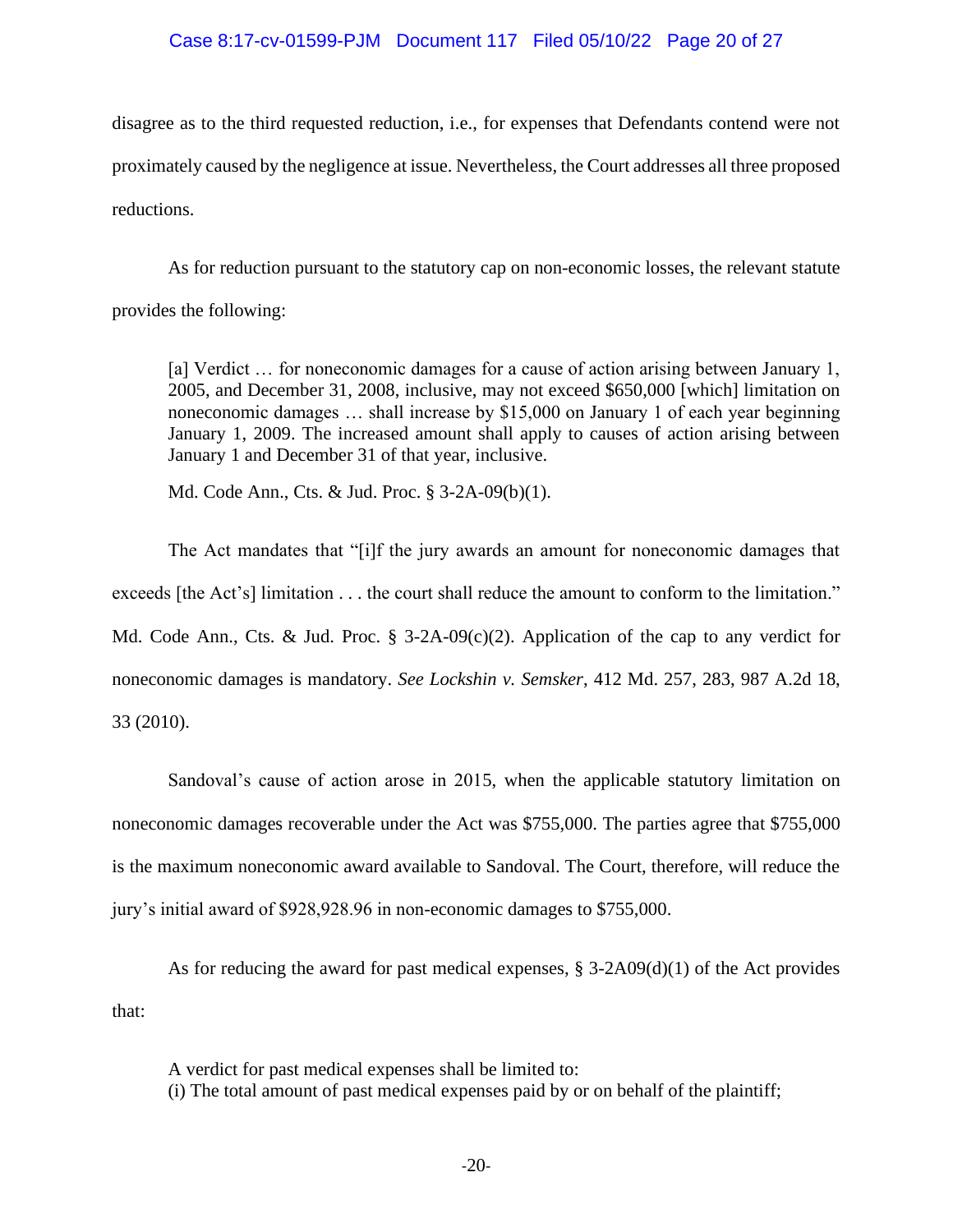disagree as to the third requested reduction, i.e., for expenses that Defendants contend were not proximately caused by the negligence at issue. Nevertheless, the Court addresses all three proposed reductions.

As for reduction pursuant to the statutory cap on non-economic losses, the relevant statute provides the following:

> [a] Verdict … for noneconomic damages for a cause of action arising between January 1, 2005, and December 31, 2008, inclusive, may not exceed $650,000 [which] limitation on noneconomic damages … shall increase by $15,000 on January 1 of each year beginning January 1, 2009. The increased amount shall apply to causes of action arising between January 1 and December 31 of that year, inclusive.
>
> Md. Code Ann., Cts. & Jud. Proc. § 3-2A-09(b)(1).

The Act mandates that "[i]f the jury awards an amount for noneconomic damages that exceeds [the Act's] limitation . . . the court shall reduce the amount to conform to the limitation." Md. Code Ann., Cts. & Jud. Proc. § 3-2A-09(c)(2). Application of the cap to any verdict for noneconomic damages is mandatory. *See Lockshin v. Semsker*, 412 Md. 257, 283, 987 A.2d 18, 33 (2010).

Sandoval's cause of action arose in 2015, when the applicable statutory limitation on noneconomic damages recoverable under the Act was $755,000. The parties agree that $755,000 is the maximum noneconomic award available to Sandoval. The Court, therefore, will reduce the jury's initial award of $928,928.96 in non-economic damages to $755,000.

As for reducing the award for past medical expenses, § 3-2A09(d)(1) of the Act provides that:

> A verdict for past medical expenses shall be limited to:
> (i) The total amount of past medical expenses paid by or on behalf of the plaintiff;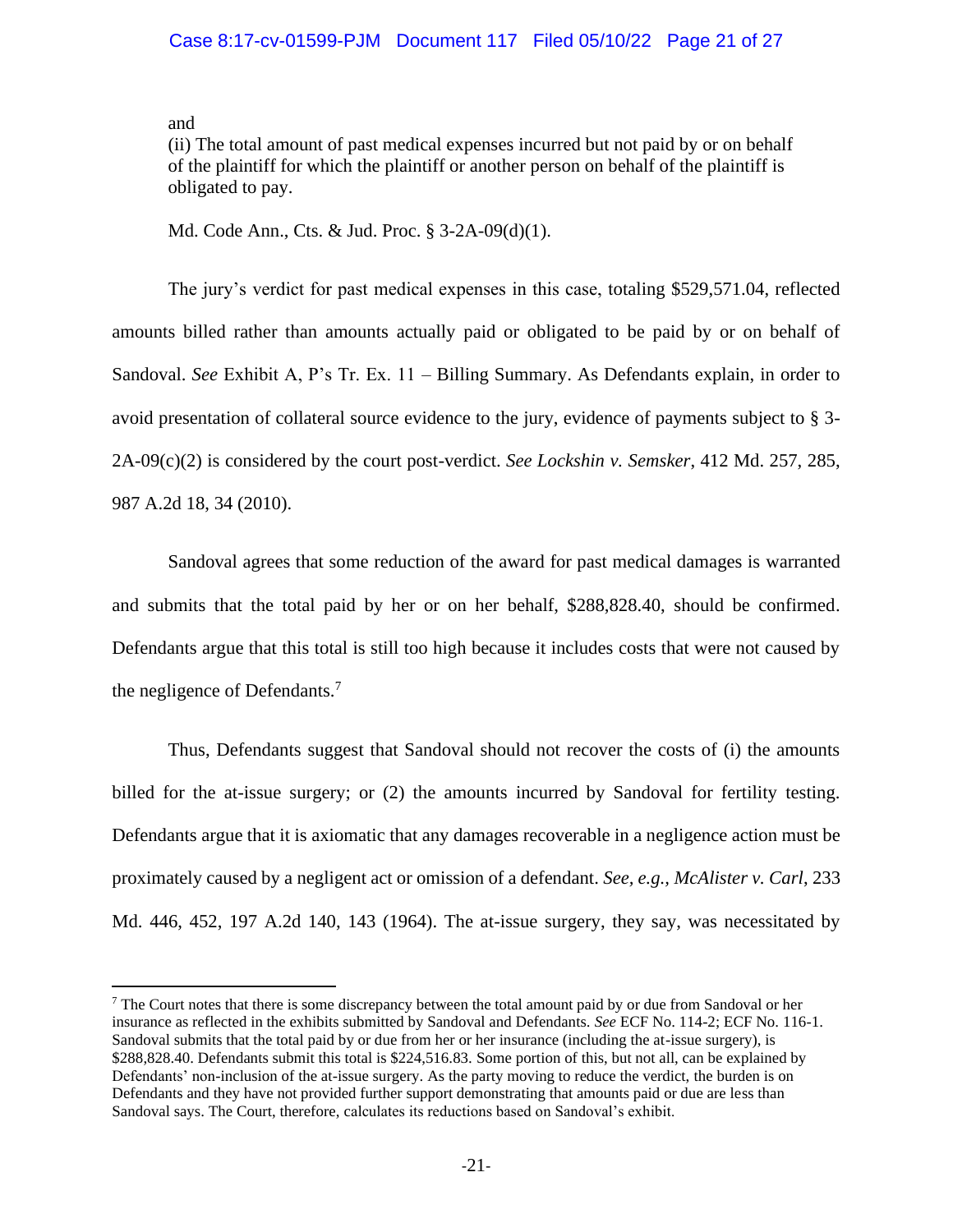and

(ii) The total amount of past medical expenses incurred but not paid by or on behalf of the plaintiff for which the plaintiff or another person on behalf of the plaintiff is obligated to pay.

Md. Code Ann., Cts. & Jud. Proc. § 3-2A-09(d)(1).

The jury's verdict for past medical expenses in this case, totaling $529,571.04, reflected amounts billed rather than amounts actually paid or obligated to be paid by or on behalf of Sandoval. *See* Exhibit A, P's Tr. Ex. 11 – Billing Summary. As Defendants explain, in order to avoid presentation of collateral source evidence to the jury, evidence of payments subject to § 3-2A-09(c)(2) is considered by the court post-verdict. *See Lockshin v. Semsker*, 412 Md. 257, 285, 987 A.2d 18, 34 (2010).

Sandoval agrees that some reduction of the award for past medical damages is warranted and submits that the total paid by her or on her behalf, $288,828.40, should be confirmed. Defendants argue that this total is still too high because it includes costs that were not caused by the negligence of Defendants.[7]

Thus, Defendants suggest that Sandoval should not recover the costs of (i) the amounts billed for the at-issue surgery; or (2) the amounts incurred by Sandoval for fertility testing. Defendants argue that it is axiomatic that any damages recoverable in a negligence action must be proximately caused by a negligent act or omission of a defendant. *See, e.g.*, *McAlister v. Carl*, 233 Md. 446, 452, 197 A.2d 140, 143 (1964). The at-issue surgery, they say, was necessitated by

---

[7] The Court notes that there is some discrepancy between the total amount paid by or due from Sandoval or her insurance as reflected in the exhibits submitted by Sandoval and Defendants. *See* ECF No. 114-2; ECF No. 116-1. Sandoval submits that the total paid by or due from her or her insurance (including the at-issue surgery), is $288,828.40. Defendants submit this total is $224,516.83. Some portion of this, but not all, can be explained by Defendants' non-inclusion of the at-issue surgery. As the party moving to reduce the verdict, the burden is on Defendants and they have not provided further support demonstrating that amounts paid or due are less than Sandoval says. The Court, therefore, calculates its reductions based on Sandoval's exhibit.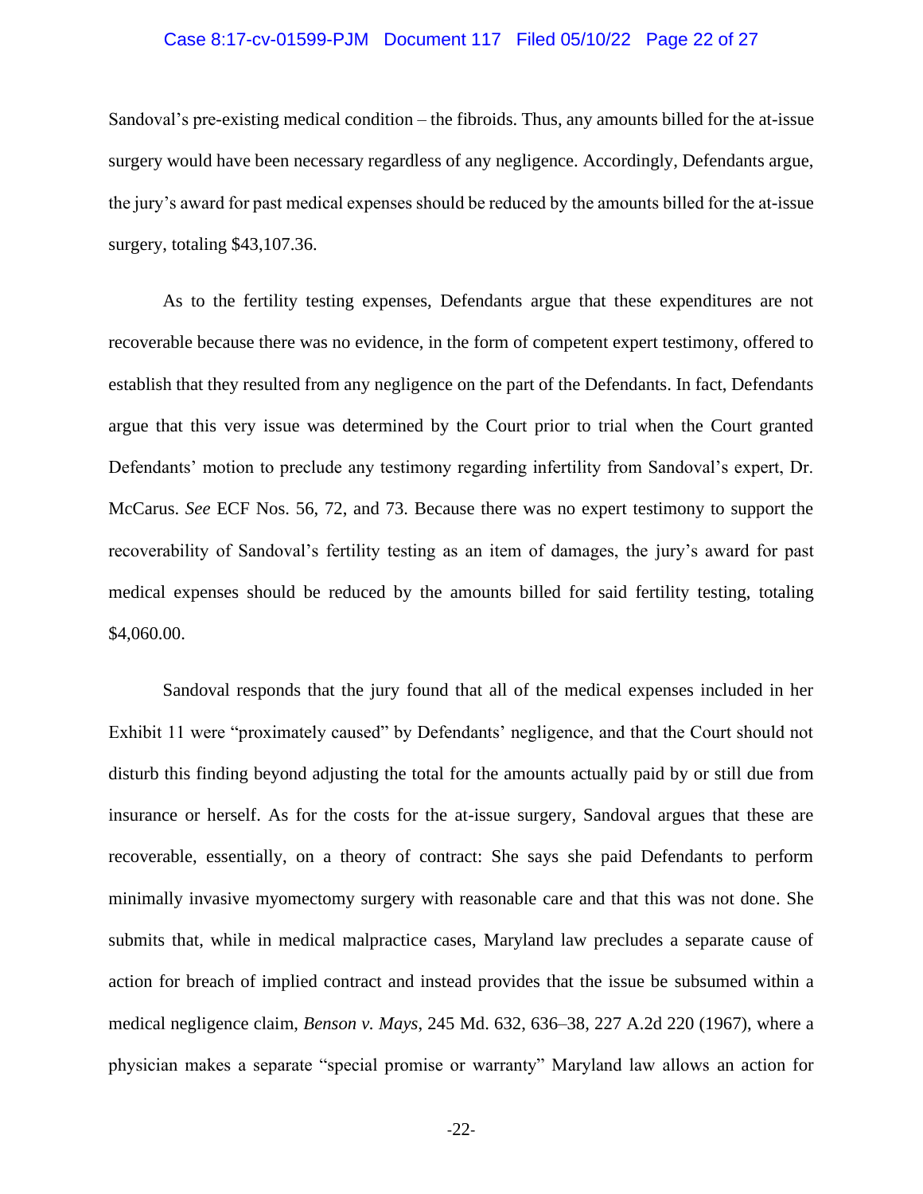Sandoval's pre-existing medical condition – the fibroids. Thus, any amounts billed for the at-issue surgery would have been necessary regardless of any negligence. Accordingly, Defendants argue, the jury's award for past medical expenses should be reduced by the amounts billed for the at-issue surgery, totaling $43,107.36.

As to the fertility testing expenses, Defendants argue that these expenditures are not recoverable because there was no evidence, in the form of competent expert testimony, offered to establish that they resulted from any negligence on the part of the Defendants. In fact, Defendants argue that this very issue was determined by the Court prior to trial when the Court granted Defendants' motion to preclude any testimony regarding infertility from Sandoval's expert, Dr. McCarus. *See* ECF Nos. 56, 72, and 73. Because there was no expert testimony to support the recoverability of Sandoval's fertility testing as an item of damages, the jury's award for past medical expenses should be reduced by the amounts billed for said fertility testing, totaling $4,060.00.

Sandoval responds that the jury found that all of the medical expenses included in her Exhibit 11 were "proximately caused" by Defendants' negligence, and that the Court should not disturb this finding beyond adjusting the total for the amounts actually paid by or still due from insurance or herself. As for the costs for the at-issue surgery, Sandoval argues that these are recoverable, essentially, on a theory of contract: She says she paid Defendants to perform minimally invasive myomectomy surgery with reasonable care and that this was not done. She submits that, while in medical malpractice cases, Maryland law precludes a separate cause of action for breach of implied contract and instead provides that the issue be subsumed within a medical negligence claim, *Benson v. Mays*, 245 Md. 632, 636–38, 227 A.2d 220 (1967), where a physician makes a separate "special promise or warranty" Maryland law allows an action for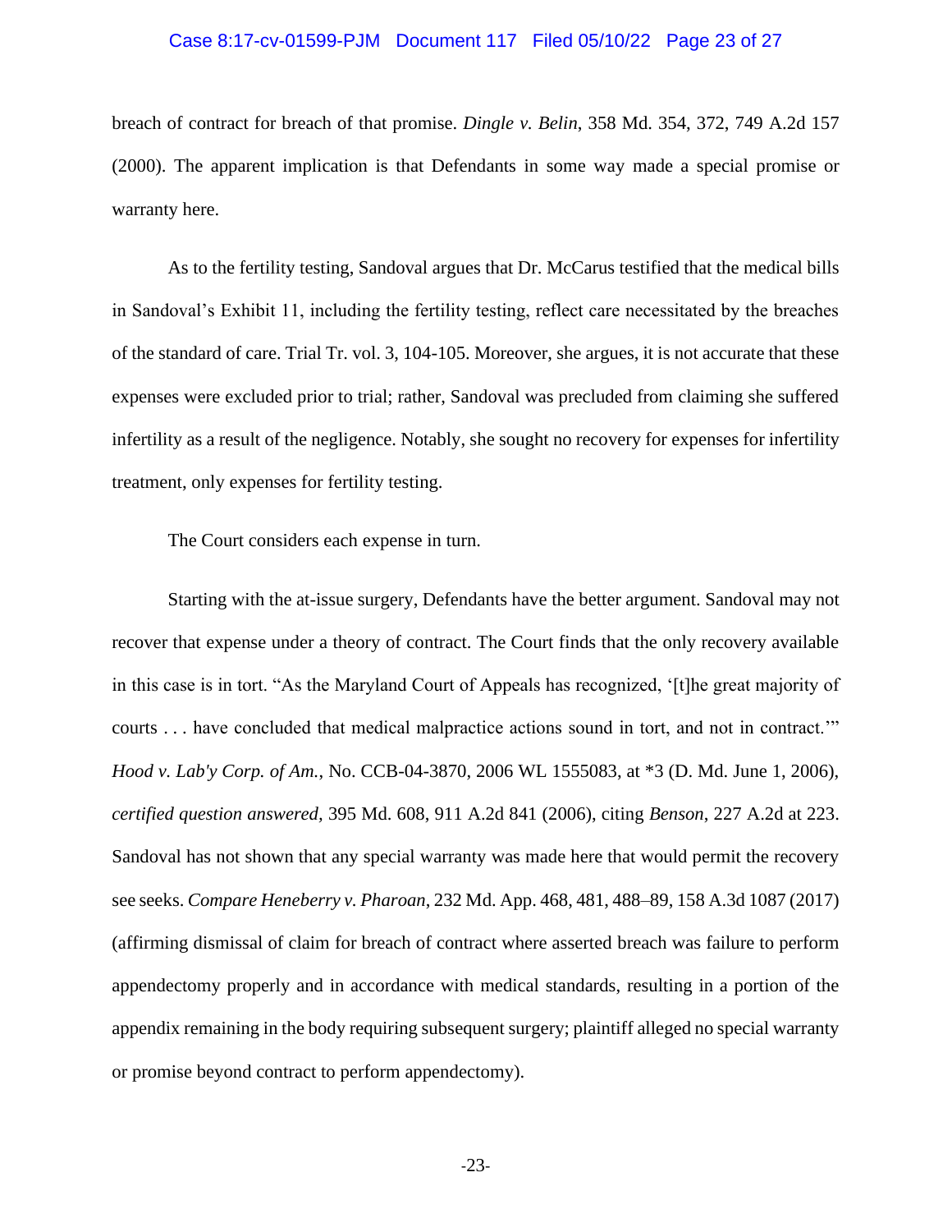breach of contract for breach of that promise. *Dingle v. Belin*, 358 Md. 354, 372, 749 A.2d 157 (2000). The apparent implication is that Defendants in some way made a special promise or warranty here.

As to the fertility testing, Sandoval argues that Dr. McCarus testified that the medical bills in Sandoval's Exhibit 11, including the fertility testing, reflect care necessitated by the breaches of the standard of care. Trial Tr. vol. 3, 104-105. Moreover, she argues, it is not accurate that these expenses were excluded prior to trial; rather, Sandoval was precluded from claiming she suffered infertility as a result of the negligence. Notably, she sought no recovery for expenses for infertility treatment, only expenses for fertility testing.

The Court considers each expense in turn.

Starting with the at-issue surgery, Defendants have the better argument. Sandoval may not recover that expense under a theory of contract. The Court finds that the only recovery available in this case is in tort. "As the Maryland Court of Appeals has recognized, '[t]he great majority of courts . . . have concluded that medical malpractice actions sound in tort, and not in contract.'" *Hood v. Lab'y Corp. of Am.*, No. CCB-04-3870, 2006 WL 1555083, at *3 (D. Md. June 1, 2006), *certified question answered*, 395 Md. 608, 911 A.2d 841 (2006), citing *Benson*, 227 A.2d at 223. Sandoval has not shown that any special warranty was made here that would permit the recovery see seeks. *Compare Heneberry v. Pharoan*, 232 Md. App. 468, 481, 488–89, 158 A.3d 1087 (2017) (affirming dismissal of claim for breach of contract where asserted breach was failure to perform appendectomy properly and in accordance with medical standards, resulting in a portion of the appendix remaining in the body requiring subsequent surgery; plaintiff alleged no special warranty or promise beyond contract to perform appendectomy).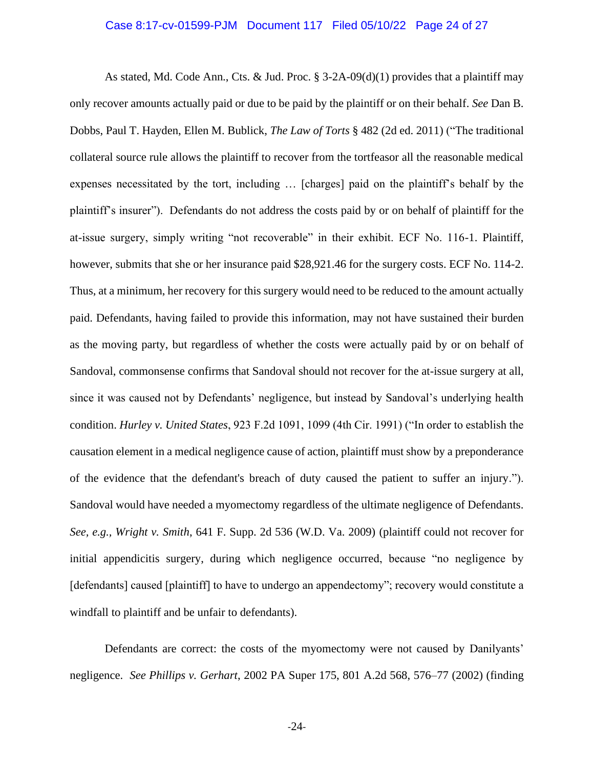As stated, Md. Code Ann., Cts. & Jud. Proc. § 3-2A-09(d)(1) provides that a plaintiff may only recover amounts actually paid or due to be paid by the plaintiff or on their behalf. *See* Dan B. Dobbs, Paul T. Hayden, Ellen M. Bublick, *The Law of Torts* § 482 (2d ed. 2011) ("The traditional collateral source rule allows the plaintiff to recover from the tortfeasor all the reasonable medical expenses necessitated by the tort, including … [charges] paid on the plaintiff's behalf by the plaintiff's insurer"). Defendants do not address the costs paid by or on behalf of plaintiff for the at-issue surgery, simply writing "not recoverable" in their exhibit. ECF No. 116-1. Plaintiff, however, submits that she or her insurance paid $28,921.46 for the surgery costs. ECF No. 114-2. Thus, at a minimum, her recovery for this surgery would need to be reduced to the amount actually paid. Defendants, having failed to provide this information, may not have sustained their burden as the moving party, but regardless of whether the costs were actually paid by or on behalf of Sandoval, commonsense confirms that Sandoval should not recover for the at-issue surgery at all, since it was caused not by Defendants' negligence, but instead by Sandoval's underlying health condition. *Hurley v. United States*, 923 F.2d 1091, 1099 (4th Cir. 1991) ("In order to establish the causation element in a medical negligence cause of action, plaintiff must show by a preponderance of the evidence that the defendant's breach of duty caused the patient to suffer an injury."). Sandoval would have needed a myomectomy regardless of the ultimate negligence of Defendants. *See, e.g.*, *Wright v. Smith*, 641 F. Supp. 2d 536 (W.D. Va. 2009) (plaintiff could not recover for initial appendicitis surgery, during which negligence occurred, because "no negligence by [defendants] caused [plaintiff] to have to undergo an appendectomy"; recovery would constitute a windfall to plaintiff and be unfair to defendants).

Defendants are correct: the costs of the myomectomy were not caused by Danilyants' negligence. *See Phillips v. Gerhart*, 2002 PA Super 175, 801 A.2d 568, 576–77 (2002) (finding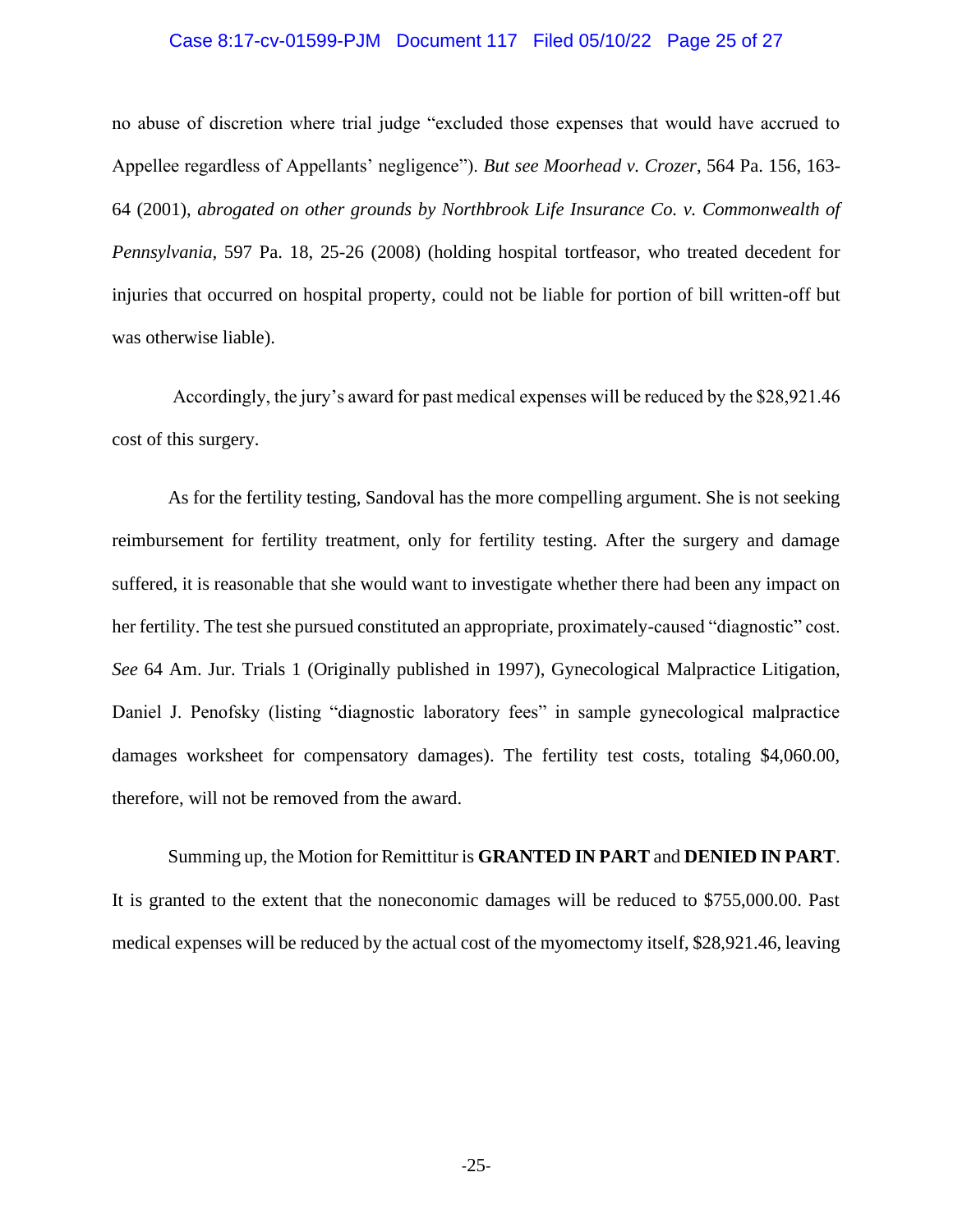no abuse of discretion where trial judge "excluded those expenses that would have accrued to Appellee regardless of Appellants' negligence"). *But see Moorhead v. Crozer*, 564 Pa. 156, 163-64 (2001), *abrogated on other grounds by Northbrook Life Insurance Co. v. Commonwealth of Pennsylvania*, 597 Pa. 18, 25-26 (2008) (holding hospital tortfeasor, who treated decedent for injuries that occurred on hospital property, could not be liable for portion of bill written-off but was otherwise liable).

Accordingly, the jury's award for past medical expenses will be reduced by the $28,921.46 cost of this surgery.

As for the fertility testing, Sandoval has the more compelling argument. She is not seeking reimbursement for fertility treatment, only for fertility testing. After the surgery and damage suffered, it is reasonable that she would want to investigate whether there had been any impact on her fertility. The test she pursued constituted an appropriate, proximately-caused "diagnostic" cost. *See* 64 Am. Jur. Trials 1 (Originally published in 1997), Gynecological Malpractice Litigation, Daniel J. Penofsky (listing "diagnostic laboratory fees" in sample gynecological malpractice damages worksheet for compensatory damages). The fertility test costs, totaling $4,060.00, therefore, will not be removed from the award.

Summing up, the Motion for Remittitur is **GRANTED IN PART** and **DENIED IN PART**. It is granted to the extent that the noneconomic damages will be reduced to $755,000.00. Past medical expenses will be reduced by the actual cost of the myomectomy itself, $28,921.46, leaving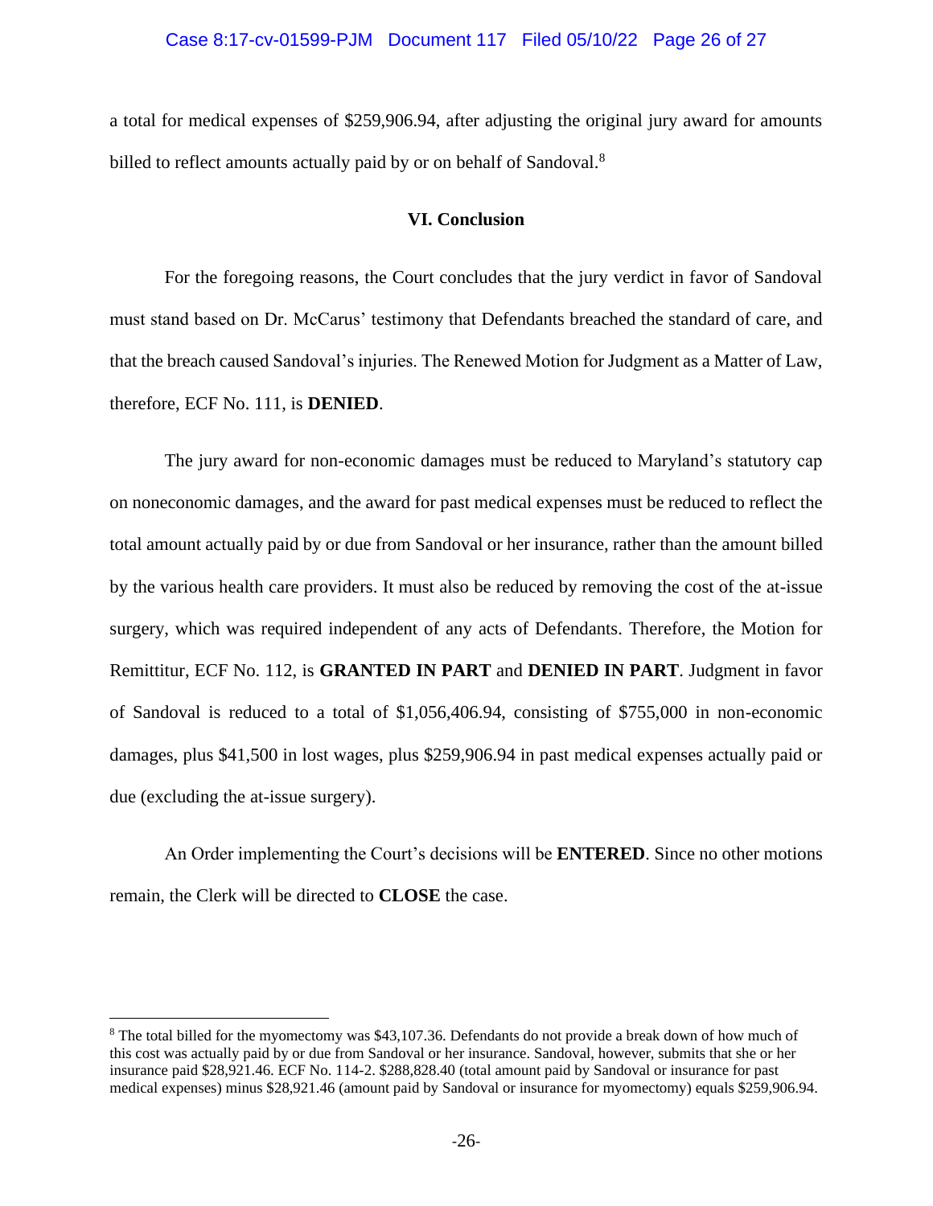a total for medical expenses of $259,906.94, after adjusting the original jury award for amounts billed to reflect amounts actually paid by or on behalf of Sandoval.[8]

## VI. Conclusion

For the foregoing reasons, the Court concludes that the jury verdict in favor of Sandoval must stand based on Dr. McCarus' testimony that Defendants breached the standard of care, and that the breach caused Sandoval's injuries. The Renewed Motion for Judgment as a Matter of Law, therefore, ECF No. 111, is **DENIED**.

The jury award for non-economic damages must be reduced to Maryland's statutory cap on noneconomic damages, and the award for past medical expenses must be reduced to reflect the total amount actually paid by or due from Sandoval or her insurance, rather than the amount billed by the various health care providers. It must also be reduced by removing the cost of the at-issue surgery, which was required independent of any acts of Defendants. Therefore, the Motion for Remittitur, ECF No. 112, is **GRANTED IN PART** and **DENIED IN PART**. Judgment in favor of Sandoval is reduced to a total of $1,056,406.94, consisting of $755,000 in non-economic damages, plus $41,500 in lost wages, plus $259,906.94 in past medical expenses actually paid or due (excluding the at-issue surgery).

An Order implementing the Court's decisions will be **ENTERED**. Since no other motions remain, the Clerk will be directed to **CLOSE** the case.

---

[8] The total billed for the myomectomy was $43,107.36. Defendants do not provide a break down of how much of this cost was actually paid by or due from Sandoval or her insurance. Sandoval, however, submits that she or her insurance paid $28,921.46. ECF No. 114-2. $288,828.40 (total amount paid by Sandoval or insurance for past medical expenses) minus $28,921.46 (amount paid by Sandoval or insurance for myomectomy) equals $259,906.94.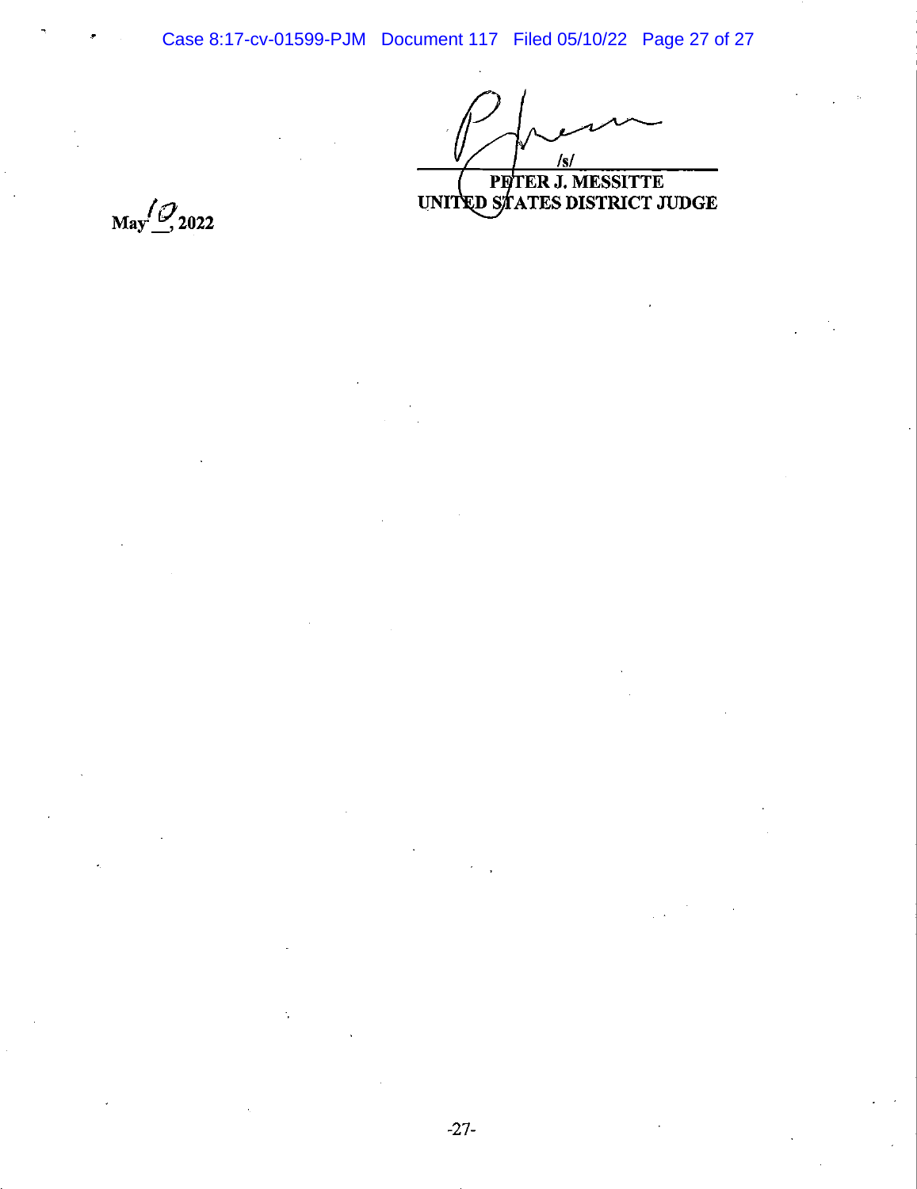/s/

PETER J. MESSITTE
UNITED STATES DISTRICT JUDGE

May 10, 2022